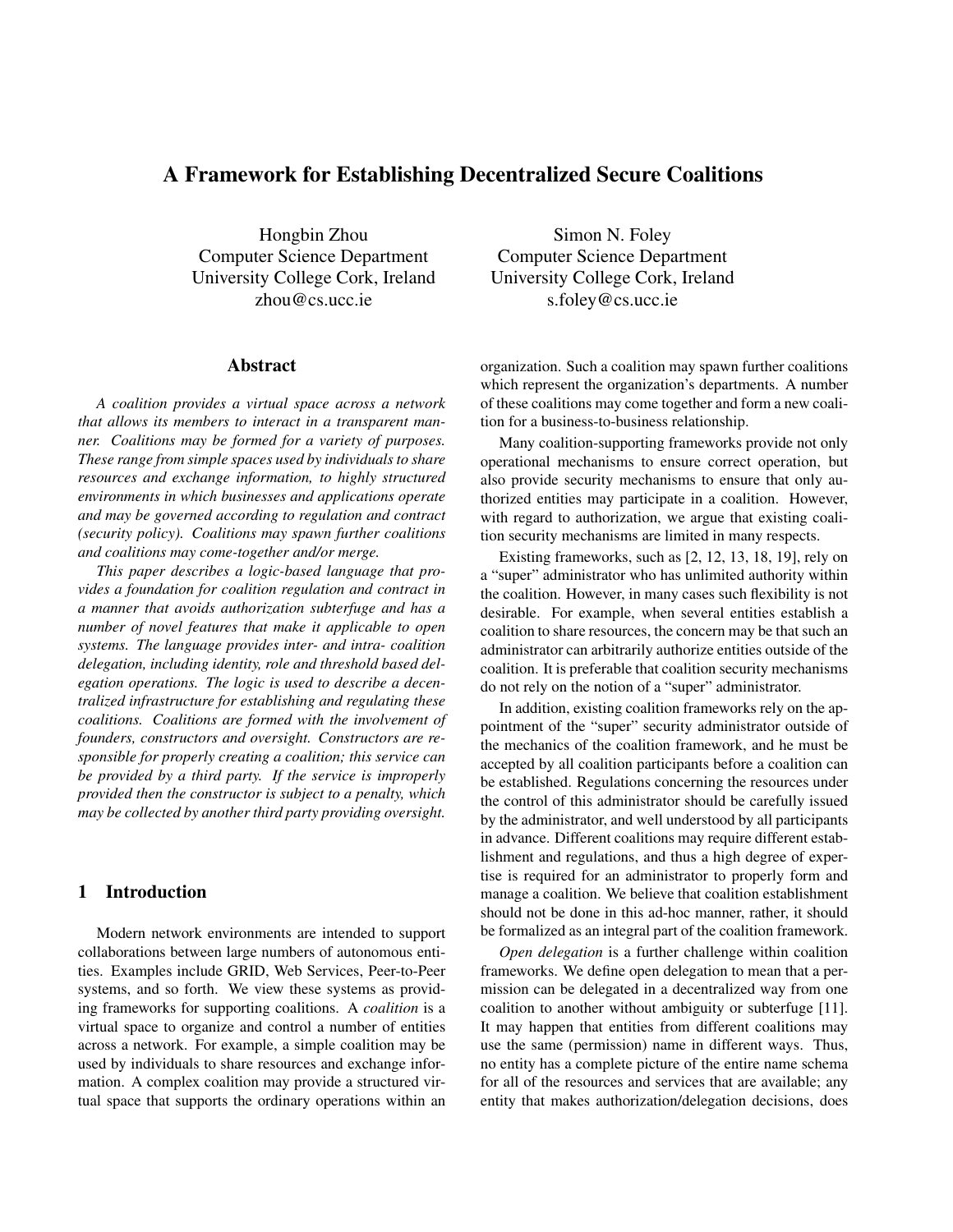# A Framework for Establishing Decentralized Secure Coalitions

Hongbin Zhou
Computer Science Department
University College Cork, Ireland
zhou@cs.ucc.ie

Simon N. Foley
Computer Science Department
University College Cork, Ireland
s.foley@cs.ucc.ie

## Abstract

*A coalition provides a virtual space across a network that allows its members to interact in a transparent manner. Coalitions may be formed for a variety of purposes. These range from simple spaces used by individuals to share resources and exchange information, to highly structured environments in which businesses and applications operate and may be governed according to regulation and contract (security policy). Coalitions may spawn further coalitions and coalitions may come-together and/or merge.*

*This paper describes a logic-based language that provides a foundation for coalition regulation and contract in a manner that avoids authorization subterfuge and has a number of novel features that make it applicable to open systems. The language provides inter- and intra- coalition delegation, including identity, role and threshold based delegation operations. The logic is used to describe a decentralized infrastructure for establishing and regulating these coalitions. Coalitions are formed with the involvement of founders, constructors and oversight. Constructors are responsible for properly creating a coalition; this service can be provided by a third party. If the service is improperly provided then the constructor is subject to a penalty, which may be collected by another third party providing oversight.*

## 1 Introduction

Modern network environments are intended to support collaborations between large numbers of autonomous entities. Examples include GRID, Web Services, Peer-to-Peer systems, and so forth. We view these systems as providing frameworks for supporting coalitions. A *coalition* is a virtual space to organize and control a number of entities across a network. For example, a simple coalition may be used by individuals to share resources and exchange information. A complex coalition may provide a structured virtual space that supports the ordinary operations within an organization. Such a coalition may spawn further coalitions which represent the organization's departments. A number of these coalitions may come together and form a new coalition for a business-to-business relationship.

Many coalition-supporting frameworks provide not only operational mechanisms to ensure correct operation, but also provide security mechanisms to ensure that only authorized entities may participate in a coalition. However, with regard to authorization, we argue that existing coalition security mechanisms are limited in many respects.

Existing frameworks, such as [2, 12, 13, 18, 19], rely on a "super" administrator who has unlimited authority within the coalition. However, in many cases such flexibility is not desirable. For example, when several entities establish a coalition to share resources, the concern may be that such an administrator can arbitrarily authorize entities outside of the coalition. It is preferable that coalition security mechanisms do not rely on the notion of a "super" administrator.

In addition, existing coalition frameworks rely on the appointment of the "super" security administrator outside of the mechanics of the coalition framework, and he must be accepted by all coalition participants before a coalition can be established. Regulations concerning the resources under the control of this administrator should be carefully issued by the administrator, and well understood by all participants in advance. Different coalitions may require different establishment and regulations, and thus a high degree of expertise is required for an administrator to properly form and manage a coalition. We believe that coalition establishment should not be done in this ad-hoc manner, rather, it should be formalized as an integral part of the coalition framework.

*Open delegation* is a further challenge within coalition frameworks. We define open delegation to mean that a permission can be delegated in a decentralized way from one coalition to another without ambiguity or subterfuge [11]. It may happen that entities from different coalitions may use the same (permission) name in different ways. Thus, no entity has a complete picture of the entire name schema for all of the resources and services that are available; any entity that makes authorization/delegation decisions, does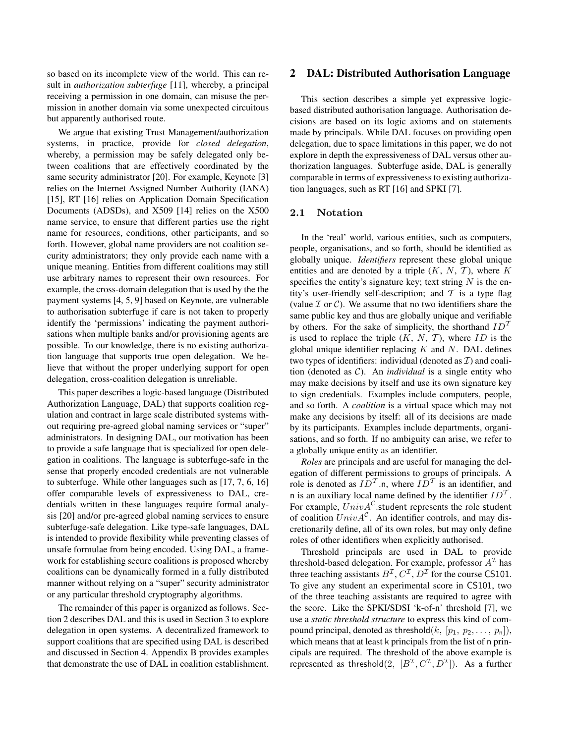so based on its incomplete view of the world. This can result in *authorization subterfuge* [11], whereby, a principal receiving a permission in one domain, can misuse the permission in another domain via some unexpected circuitous but apparently authorised route.

We argue that existing Trust Management/authorization systems, in practice, provide for *closed delegation*, whereby, a permission may be safely delegated only between coalitions that are effectively coordinated by the same security administrator [20]. For example, Keynote [3] relies on the Internet Assigned Number Authority (IANA) [15], RT [16] relies on Application Domain Specification Documents (ADSDs), and X509 [14] relies on the X500 name service, to ensure that different parties use the right name for resources, conditions, other participants, and so forth. However, global name providers are not coalition security administrators; they only provide each name with a unique meaning. Entities from different coalitions may still use arbitrary names to represent their own resources. For example, the cross-domain delegation that is used by the the payment systems [4, 5, 9] based on Keynote, are vulnerable to authorisation subterfuge if care is not taken to properly identify the 'permissions' indicating the payment authorisations when multiple banks and/or provisioning agents are possible. To our knowledge, there is no existing authorization language that supports true open delegation. We believe that without the proper underlying support for open delegation, cross-coalition delegation is unreliable.

This paper describes a logic-based language (Distributed Authorization Language, DAL) that supports coalition regulation and contract in large scale distributed systems without requiring pre-agreed global naming services or "super" administrators. In designing DAL, our motivation has been to provide a safe language that is specialized for open delegation in coalitions. The language is subterfuge-safe in the sense that properly encoded credentials are not vulnerable to subterfuge. While other languages such as [17, 7, 6, 16] offer comparable levels of expressiveness to DAL, credentials written in these languages require formal analysis [20] and/or pre-agreed global naming services to ensure subterfuge-safe delegation. Like type-safe languages, DAL is intended to provide flexibility while preventing classes of unsafe formulae from being encoded. Using DAL, a framework for establishing secure coalitions is proposed whereby coalitions can be dynamically formed in a fully distributed manner without relying on a "super" security administrator or any particular threshold cryptography algorithms.

The remainder of this paper is organized as follows. Section 2 describes DAL and this is used in Section 3 to explore delegation in open systems. A decentralized framework to support coalitions that are specified using DAL is described and discussed in Section 4. Appendix B provides examples that demonstrate the use of DAL in coalition establishment.

## 2 DAL: Distributed Authorisation Language

This section describes a simple yet expressive logic-based distributed authorisation language. Authorisation decisions are based on its logic axioms and on statements made by principals. While DAL focuses on providing open delegation, due to space limitations in this paper, we do not explore in depth the expressiveness of DAL versus other authorization languages. Subterfuge aside, DAL is generally comparable in terms of expressiveness to existing authorization languages, such as RT [16] and SPKI [7].

### 2.1 Notation

In the 'real' world, various entities, such as computers, people, organisations, and so forth, should be identified as globally unique. *Identifiers* represent these global unique entities and are denoted by a triple ($K$, $N$, $\mathcal{T}$), where $K$ specifies the entity's signature key; text string $N$ is the entity's user-friendly self-description; and $\mathcal{T}$ is a type flag (value $\mathcal{I}$ or $\mathcal{C}$). We assume that no two identifiers share the same public key and thus are globally unique and verifiable by others. For the sake of simplicity, the shorthand $ID^{\mathcal{T}}$ is used to replace the triple ($K$, $N$, $\mathcal{T}$), where $ID$ is the global unique identifier replacing $K$ and $N$. DAL defines two types of identifiers: individual (denoted as $\mathcal{I}$) and coalition (denoted as $\mathcal{C}$). An *individual* is a single entity who may make decisions by itself and use its own signature key to sign credentials. Examples include computers, people, and so forth. A *coalition* is a virtual space which may not make any decisions by itself: all of its decisions are made by its participants. Examples include departments, organisations, and so forth. If no ambiguity can arise, we refer to a globally unique entity as an identifier.

*Roles* are principals and are useful for managing the delegation of different permissions to groups of principals. A role is denoted as $ID^{\mathcal{T}}.\mathsf{n}$, where $ID^{\mathcal{T}}$ is an identifier, and $\mathsf{n}$ is an auxiliary local name defined by the identifier $ID^{\mathcal{T}}$. For example, $UnivA^{\mathcal{C}}.\mathsf{student}$ represents the role student of coalition $UnivA^{\mathcal{C}}$. An identifier controls, and may discretionarily define, all of its own roles, but may only define roles of other identifiers when explicitly authorised.

Threshold principals are used in DAL to provide threshold-based delegation. For example, professor $A^{\mathcal{I}}$ has three teaching assistants $B^{\mathcal{I}}$, $C^{\mathcal{I}}$, $D^{\mathcal{I}}$ for the course CS101. To give any student an experimental score in CS101, two of the three teaching assistants are required to agree with the score. Like the SPKI/SDSI 'k-of-n' threshold [7], we use a *static threshold structure* to express this kind of compound principal, denoted as $\mathsf{threshold}(k,\ [p_1,\ p_2, \ldots,\ p_{\mathsf{n}}])$, which means that at least k principals from the list of n principals are required. The threshold of the above example is represented as $\mathsf{threshold}(2,\ [B^{\mathcal{I}}, C^{\mathcal{I}}, D^{\mathcal{I}}])$. As a further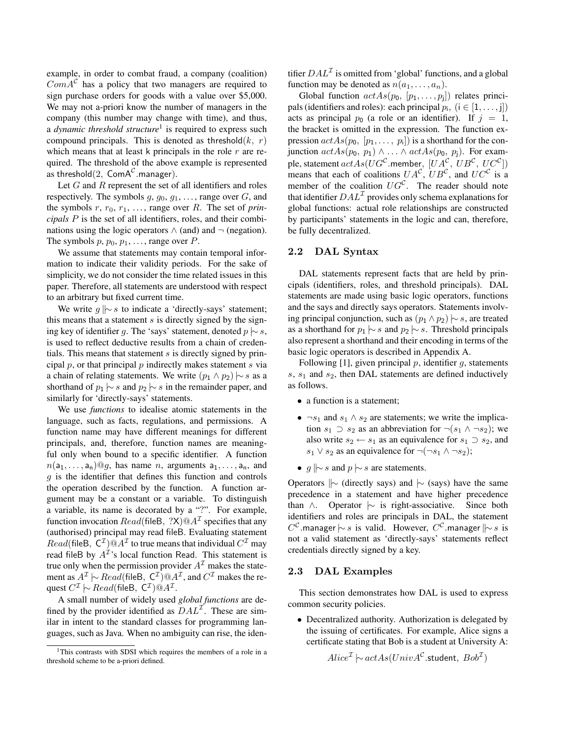example, in order to combat fraud, a company (coalition) $ComA^{\mathcal{C}}$ has a policy that two managers are required to sign purchase orders for goods with a value over \$5,000. We may not a-priori know the number of managers in the company (this number may change with time), and thus, a *dynamic threshold structure*[1] is required to express such compound principals. This is denoted as $\mathsf{threshold}(k,\ r)$ which means that at least k principals in the role $r$ are required. The threshold of the above example is represented as $\mathsf{threshold}(2,\ \mathsf{ComA}^{\mathcal{C}}.\mathsf{manager})$.

Let $G$ and $R$ represent the set of all identifiers and roles respectively. The symbols $g$, $g_0$, $g_1$, …, range over $G$, and the symbols $r$, $r_0$, $r_1$, …, range over $R$. The set of *principals* $P$ is the set of all identifiers, roles, and their combinations using the logic operators $\wedge$ (and) and $\neg$ (negation). The symbols $p$, $p_0$, $p_1$, …, range over $P$.

We assume that statements may contain temporal information to indicate their validity periods. For the sake of simplicity, we do not consider the time related issues in this paper. Therefore, all statements are understood with respect to an arbitrary but fixed current time.

We write $g \mathrel{\|\!\sim} s$ to indicate a 'directly-says' statement; this means that a statement $s$ is directly signed by the signing key of identifier $g$. The 'says' statement, denoted $p \mathrel{|\!\sim} s$, is used to reflect deductive results from a chain of credentials. This means that statement $s$ is directly signed by principal $p$, or that principal $p$ indirectly makes statement $s$ via a chain of relating statements. We write $(p_1 \wedge p_2) \mathrel{|\!\sim} s$ as a shorthand of $p_1 \mathrel{|\!\sim} s$ and $p_2 \mathrel{|\!\sim} s$ in the remainder paper, and similarly for 'directly-says' statements.

We use *functions* to idealise atomic statements in the language, such as facts, regulations, and permissions. A function name may have different meanings for different principals, and, therefore, function names are meaningful only when bound to a specific identifier. A function $n(\mathsf{a}_1, \ldots, \mathsf{a}_n)@g$, has name $n$, arguments $\mathsf{a}_1, \ldots, \mathsf{a}_n$, and $g$ is the identifier that defines this function and controls the operation described by the function. A function argument may be a constant or a variable. To distinguish a variable, its name is decorated by a "?". For example, function invocation $Read(\mathsf{fileB},\ ?\mathsf{X})@A^{\mathcal{I}}$ specifies that any (authorised) principal may read fileB. Evaluating statement $Read(\mathsf{fileB},\ \mathsf{C}^{\mathcal{I}})@A^{\mathcal{I}}$ to true means that individual $C^{\mathcal{I}}$ may read fileB by $A^{\mathcal{I}}$'s local function Read. This statement is true only when the permission provider $A^{\mathcal{I}}$ makes the statement as $A^{\mathcal{I}} \mathrel{|\!\sim} Read(\mathsf{fileB},\ \mathsf{C}^{\mathcal{I}})@A^{\mathcal{I}}$, and $C^{\mathcal{I}}$ makes the request $C^{\mathcal{I}} \mathrel{|\!\sim} Read(\mathsf{fileB},\ \mathsf{C}^{\mathcal{I}})@A^{\mathcal{I}}$.

A small number of widely used *global functions* are defined by the provider identified as $DAL^{\mathcal{I}}$. These are similar in intent to the standard classes for programming languages, such as Java. When no ambiguity can rise, the identifier $DAL^{\mathcal{I}}$ is omitted from 'global' functions, and a global function may be denoted as $n(a_1, \ldots, a_n)$.

Global function $actAs(p_0,\ [p_1, \ldots, p_j])$ relates principals (identifiers and roles): each principal $p_i$, $(i \in [1, \ldots, j])$ acts as principal $p_0$ (a role or an identifier). If $j = 1$, the bracket is omitted in the expression. The function expression $actAs(p_0,\ [p_1, \ldots,\ p_i])$ is a shorthand for the conjunction $actAs(p_0,\ p_1) \wedge \ldots \wedge actAs(p_0,\ p_j)$. For example, statement $actAs(UG^{\mathcal{C}}.\mathsf{member},\ [UA^{\mathcal{C}},\ UB^{\mathcal{C}},\ UC^{\mathcal{C}}])$ means that each of coalitions $UA^{\mathcal{C}}$, $UB^{\mathcal{C}}$, and $UC^{\mathcal{C}}$ is a member of the coalition $UG^{\mathcal{C}}$. The reader should note that identifier $DAL^{\mathcal{I}}$ provides only schema explanations for global functions: actual role relationships are constructed by participants' statements in the logic and can, therefore, be fully decentralized.

### 2.2 DAL Syntax

DAL statements represent facts that are held by principals (identifiers, roles, and threshold principals). DAL statements are made using basic logic operators, functions and the says and directly says operators. Statements involving principal conjunction, such as $(p_1 \wedge p_2) \mathrel{|\!\sim} s$, are treated as a shorthand for $p_1 \mathrel{|\!\sim} s$ and $p_2 \mathrel{|\!\sim} s$. Threshold principals also represent a shorthand and their encoding in terms of the basic logic operators is described in Appendix A.

Following [1], given principal $p$, identifier $g$, statements $s$, $s_1$ and $s_2$, then DAL statements are defined inductively as follows.

- a function is a statement;
- $\neg s_1$ and $s_1 \wedge s_2$ are statements; we write the implication $s_1 \supset s_2$ as an abbreviation for $\neg(s_1 \wedge \neg s_2)$; we also write $s_2 \leftarrow s_1$ as an equivalence for $s_1 \supset s_2$, and $s_1 \vee s_2$ as an equivalence for $\neg(\neg s_1 \wedge \neg s_2)$;
- $g \mathrel{\|\!\sim} s$ and $p \mathrel{|\!\sim} s$ are statements.

Operators $\mathrel{\|\!\sim}$ (directly says) and $\mathrel{|\!\sim}$ (says) have the same precedence in a statement and have higher precedence than $\wedge$. Operator $\mathrel{|\!\sim}$ is right-associative. Since both identifiers and roles are principals in DAL, the statement $C^{\mathcal{C}}.\mathsf{manager} \mathrel{|\!\sim} s$ is valid. However, $C^{\mathcal{C}}.\mathsf{manager} \mathrel{\|\!\sim} s$ is not a valid statement as 'directly-says' statements reflect credentials directly signed by a key.

### 2.3 DAL Examples

This section demonstrates how DAL is used to express common security policies.

- Decentralized authority. Authorization is delegated by the issuing of certificates. For example, Alice signs a certificate stating that Bob is a student at University A:

$$Alice^{\mathcal{I}} \mathrel{|\!\sim} actAs(UnivA^{\mathcal{C}}.\mathsf{student},\ Bob^{\mathcal{I}})$$

[1]This contrasts with SDSI which requires the members of a role in a threshold scheme to be a-priori defined.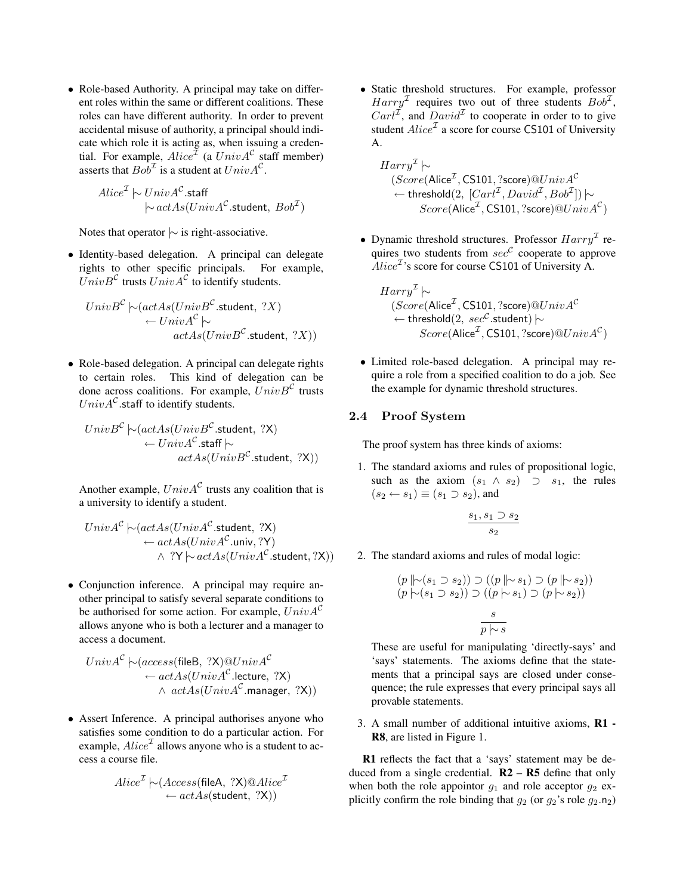- Role-based Authority. A principal may take on different roles within the same or different coalitions. These roles can have different authority. In order to prevent accidental misuse of authority, a principal should indicate which role it is acting as, when issuing a credential. For example, $Alice^{\mathcal{I}}$ (a $UnivA^{\mathcal{C}}$ staff member) asserts that $Bob^{\mathcal{I}}$ is a student at $UnivA^{\mathcal{C}}$.

$$Alice^{\mathcal{I}} \mid\!\sim UnivA^{\mathcal{C}}.\mathsf{staff} \\ \mid\!\sim actAs(UnivA^{\mathcal{C}}.\mathsf{student},\ Bob^{\mathcal{I}})$$

Notes that operator $\mid\!\sim$ is right-associative.

- Identity-based delegation. A principal can delegate rights to other specific principals. For example, $UnivB^{\mathcal{C}}$ trusts $UnivA^{\mathcal{C}}$ to identify students.

$$UnivB^{\mathcal{C}} \mid\!\sim (actAs(UnivB^{\mathcal{C}}.\mathsf{student},\ ?X) \\ \leftarrow UnivA^{\mathcal{C}} \mid\!\sim \\ actAs(UnivB^{\mathcal{C}}.\mathsf{student},\ ?X))$$

- Role-based delegation. A principal can delegate rights to certain roles. This kind of delegation can be done across coalitions. For example, $UnivB^{\mathcal{C}}$ trusts $UnivA^{\mathcal{C}}.\mathsf{staff}$ to identify students.

$$UnivB^{\mathcal{C}} \mid\!\sim (actAs(UnivB^{\mathcal{C}}.\mathsf{student},\ ?\mathsf{X}) \\ \leftarrow UnivA^{\mathcal{C}}.\mathsf{staff} \mid\!\sim \\ actAs(UnivB^{\mathcal{C}}.\mathsf{student},\ ?\mathsf{X}))$$

Another example, $UnivA^{\mathcal{C}}$ trusts any coalition that is a university to identify a student.

$$UnivA^{\mathcal{C}} \mid\!\sim (actAs(UnivA^{\mathcal{C}}.\mathsf{student},\ ?\mathsf{X}) \\ \leftarrow actAs(UnivA^{\mathcal{C}}.\mathsf{univ}, ?\mathsf{Y}) \\ \wedge\ ?\mathsf{Y} \mid\!\sim actAs(UnivA^{\mathcal{C}}.\mathsf{student}, ?\mathsf{X}))$$

- Conjunction inference. A principal may require another principal to satisfy several separate conditions to be authorised for some action. For example, $UnivA^{\mathcal{C}}$ allows anyone who is both a lecturer and a manager to access a document.

$$UnivA^{\mathcal{C}} \mid\!\sim (access(\mathsf{fileB},\ ?\mathsf{X})@UnivA^{\mathcal{C}} \\ \leftarrow actAs(UnivA^{\mathcal{C}}.\mathsf{lecture},\ ?\mathsf{X}) \\ \wedge\ actAs(UnivA^{\mathcal{C}}.\mathsf{manager},\ ?\mathsf{X}))$$

- Assert Inference. A principal authorises anyone who satisfies some condition to do a particular action. For example, $Alice^{\mathcal{I}}$ allows anyone who is a student to access a course file.

$$Alice^{\mathcal{I}} \mid\!\sim (Access(\mathsf{fileA},\ ?\mathsf{X})@Alice^{\mathcal{I}} \\ \leftarrow actAs(\mathsf{student},\ ?\mathsf{X}))$$

- Static threshold structures. For example, professor $Harry^{\mathcal{I}}$ requires two out of three students $Bob^{\mathcal{I}}$, $Carl^{\mathcal{I}}$, and $David^{\mathcal{I}}$ to cooperate in order to to give student $Alice^{\mathcal{I}}$ a score for course CS101 of University A.

$$Harry^{\mathcal{I}} \mid\!\sim \\ (Score(\mathsf{Alice}^{\mathcal{I}}, \mathsf{CS101}, ?\mathsf{score})@UnivA^{\mathcal{C}} \\ \leftarrow \mathsf{threshold}(2,\ [Carl^{\mathcal{I}}, David^{\mathcal{I}}, Bob^{\mathcal{I}}]) \mid\!\sim \\ Score(\mathsf{Alice}^{\mathcal{I}}, \mathsf{CS101}, ?\mathsf{score})@UnivA^{\mathcal{C}})$$

- Dynamic threshold structures. Professor $Harry^{\mathcal{I}}$ requires two students from $sec^{\mathcal{C}}$ cooperate to approve $Alice^{\mathcal{I}}$'s score for course CS101 of University A.

$$Harry^{\mathcal{I}} \mid\!\sim \\ (Score(\mathsf{Alice}^{\mathcal{I}}, \mathsf{CS101}, ?\mathsf{score})@UnivA^{\mathcal{C}} \\ \leftarrow \mathsf{threshold}(2,\ sec^{\mathcal{C}}.\mathsf{student}) \mid\!\sim \\ Score(\mathsf{Alice}^{\mathcal{I}}, \mathsf{CS101}, ?\mathsf{score})@UnivA^{\mathcal{C}})$$

- Limited role-based delegation. A principal may require a role from a specified coalition to do a job. See the example for dynamic threshold structures.

### 2.4 Proof System

The proof system has three kinds of axioms:

1. The standard axioms and rules of propositional logic, such as the axiom $(s_1 \wedge s_2) \supset s_1$, the rules $(s_2 \leftarrow s_1) \equiv (s_1 \supset s_2)$, and

$$\frac{s_1, s_1 \supset s_2}{s_2}$$

2. The standard axioms and rules of modal logic:

$$(p \mid\mid\!\sim (s_1 \supset s_2)) \supset ((p \mid\mid\!\sim s_1) \supset (p \mid\mid\!\sim s_2))$$
$$(p \mid\!\sim (s_1 \supset s_2)) \supset ((p \mid\!\sim s_1) \supset (p \mid\!\sim s_2))$$

$$\frac{s}{p \mid\!\sim s}$$

These are useful for manipulating 'directly-says' and 'says' statements. The axioms define that the statements that a principal says are closed under consequence; the rule expresses that every principal says all provable statements.

3. A small number of additional intuitive axioms, **R1 - R8**, are listed in Figure 1.

**R1** reflects the fact that a 'says' statement may be deduced from a single credential. **R2** – **R5** define that only when both the role appointor $g_1$ and role acceptor $g_2$ explicitly confirm the role binding that $g_2$ (or $g_2$'s role $g_2.\mathsf{n}_2$)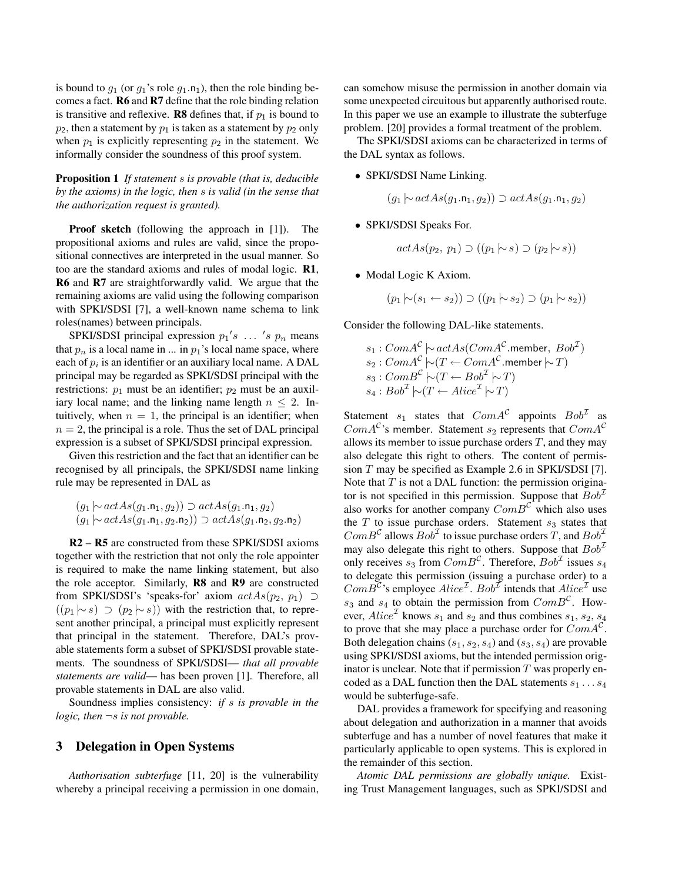is bound to $g_1$ (or $g_1$'s role $g_1.\mathsf{n}_1$), then the role binding becomes a fact. **R6** and **R7** define that the role binding relation is transitive and reflexive. **R8** defines that, if $p_1$ is bound to $p_2$, then a statement by $p_1$ is taken as a statement by $p_2$ only when $p_1$ is explicitly representing $p_2$ in the statement. We informally consider the soundness of this proof system.

**Proposition 1** *If statement $s$ is provable (that is, deducible by the axioms) in the logic, then $s$ is valid (in the sense that the authorization request is granted).*

**Proof sketch** (following the approach in [1]). The propositional axioms and rules are valid, since the propositional connectives are interpreted in the usual manner. So too are the standard axioms and rules of modal logic. **R1**, **R6** and **R7** are straightforwardly valid. We argue that the remaining axioms are valid using the following comparison with SPKI/SDSI [7], a well-known name schema to link roles(names) between principals.

SPKI/SDSI principal expression $p_1{}'s\ \ldots\ {}'s\ p_n$ means that $p_n$ is a local name in ... in $p_1$'s local name space, where each of $p_i$ is an identifier or an auxiliary local name. A DAL principal may be regarded as SPKI/SDSI principal with the restrictions: $p_1$ must be an identifier; $p_2$ must be an auxiliary local name; and the linking name length $n \leq 2$. Intuitively, when $n = 1$, the principal is an identifier; when $n = 2$, the principal is a role. Thus the set of DAL principal expression is a subset of SPKI/SDSI principal expression.

Given this restriction and the fact that an identifier can be recognised by all principals, the SPKI/SDSI name linking rule may be represented in DAL as

$$(g_1 \mid\!\sim actAs(g_1.\mathsf{n}_1, g_2)) \supset actAs(g_1.\mathsf{n}_1, g_2)$$
$$(g_1 \mid\!\sim actAs(g_1.\mathsf{n}_1, g_2.\mathsf{n}_2)) \supset actAs(g_1.\mathsf{n}_2, g_2.\mathsf{n}_2)$$

**R2** – **R5** are constructed from these SPKI/SDSI axioms together with the restriction that not only the role appointer is required to make the name linking statement, but also the role acceptor. Similarly, **R8** and **R9** are constructed from SPKI/SDSI's 'speaks-for' axiom $actAs(p_2,\ p_1) \supset ((p_1 \mid\!\sim s) \supset (p_2 \mid\!\sim s))$ with the restriction that, to represent another principal, a principal must explicitly represent that principal in the statement. Therefore, DAL's provable statements form a subset of SPKI/SDSI provable statements. The soundness of SPKI/SDSI— *that all provable statements are valid*— has been proven [1]. Therefore, all provable statements in DAL are also valid.

Soundness implies consistency: *if $s$ is provable in the logic, then $\neg s$ is not provable.*

## 3 Delegation in Open Systems

*Authorisation subterfuge* [11, 20] is the vulnerability whereby a principal receiving a permission in one domain, can somehow misuse the permission in another domain via some unexpected circuitous but apparently authorised route. In this paper we use an example to illustrate the subterfuge problem. [20] provides a formal treatment of the problem.

The SPKI/SDSI axioms can be characterized in terms of the DAL syntax as follows.

- SPKI/SDSI Name Linking.

$$(g_1 \mid\!\sim actAs(g_1.\mathsf{n}_1, g_2)) \supset actAs(g_1.\mathsf{n}_1, g_2)$$

- SPKI/SDSI Speaks For.

$$actAs(p_2,\ p_1) \supset ((p_1 \mid\!\sim s) \supset (p_2 \mid\!\sim s))$$

- Modal Logic K Axiom.

$$(p_1 \mid\!\sim (s_1 \leftarrow s_2)) \supset ((p_1 \mid\!\sim s_2) \supset (p_1 \mid\!\sim s_2))$$

Consider the following DAL-like statements.

$$s_1 : ComA^{\mathcal{C}} \mid\!\sim actAs(ComA^{\mathcal{C}}.\mathsf{member},\ Bob^{\mathcal{I}})$$
$$s_2 : ComA^{\mathcal{C}} \mid\!\sim (T \leftarrow ComA^{\mathcal{C}}.\mathsf{member} \mid\!\sim T)$$
$$s_3 : ComB^{\mathcal{C}} \mid\!\sim (T \leftarrow Bob^{\mathcal{I}} \mid\!\sim T)$$
$$s_4 : Bob^{\mathcal{I}} \mid\!\sim (T \leftarrow Alice^{\mathcal{I}} \mid\!\sim T)$$

Statement $s_1$ states that $ComA^{\mathcal{C}}$ appoints $Bob^{\mathcal{I}}$ as $ComA^{\mathcal{C}}$'s member. Statement $s_2$ represents that $ComA^{\mathcal{C}}$ allows its member to issue purchase orders $T$, and they may also delegate this right to others. The content of permission $T$ may be specified as Example 2.6 in SPKI/SDSI [7]. Note that $T$ is not a DAL function: the permission originator is not specified in this permission. Suppose that $Bob^{\mathcal{I}}$ also works for another company $ComB^{\mathcal{C}}$ which also uses the $T$ to issue purchase orders. Statement $s_3$ states that $ComB^{\mathcal{C}}$ allows $Bob^{\mathcal{I}}$ to issue purchase orders $T$, and $Bob^{\mathcal{I}}$ may also delegate this right to others. Suppose that $Bob^{\mathcal{I}}$ only receives $s_3$ from $ComB^{\mathcal{C}}$. Therefore, $Bob^{\mathcal{I}}$ issues $s_4$ to delegate this permission (issuing a purchase order) to a $ComB^{\mathcal{C}}$'s employee $Alice^{\mathcal{I}}$. $Bob^{\mathcal{I}}$ intends that $Alice^{\mathcal{I}}$ use $s_3$ and $s_4$ to obtain the permission from $ComB^{\mathcal{C}}$. However, $Alice^{\mathcal{I}}$ knows $s_1$ and $s_2$ and thus combines $s_1$, $s_2$, $s_4$ to prove that she may place a purchase order for $ComA^{\mathcal{C}}$. Both delegation chains $(s_1, s_2, s_4)$ and $(s_3, s_4)$ are provable using SPKI/SDSI axioms, but the intended permission originator is unclear. Note that if permission $T$ was properly encoded as a DAL function then the DAL statements $s_1 \ldots s_4$ would be subterfuge-safe.

DAL provides a framework for specifying and reasoning about delegation and authorization in a manner that avoids subterfuge and has a number of novel features that make it particularly applicable to open systems. This is explored in the remainder of this section.

*Atomic DAL permissions are globally unique.* Existing Trust Management languages, such as SPKI/SDSI and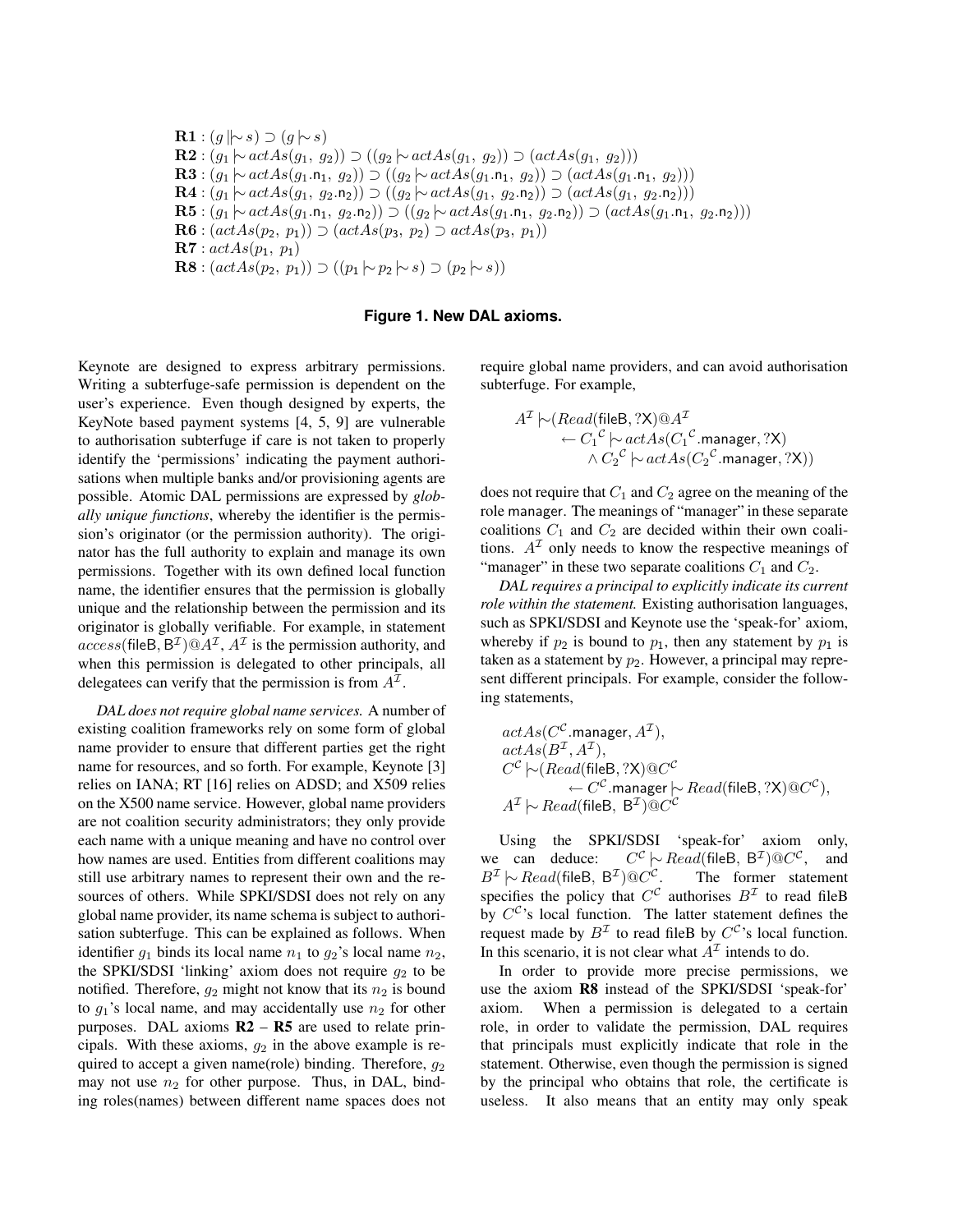$$\mathbf{R1}: (g \mid\!\mid\!\sim s) \supset (g \mid\!\sim s)$$
$$\mathbf{R2}: (g_1 \mid\!\sim actAs(g_1,\ g_2)) \supset ((g_2 \mid\!\sim actAs(g_1,\ g_2)) \supset (actAs(g_1,\ g_2)))$$
$$\mathbf{R3}: (g_1 \mid\!\sim actAs(g_1.\mathsf{n}_1,\ g_2)) \supset ((g_2 \mid\!\sim actAs(g_1.\mathsf{n}_1,\ g_2)) \supset (actAs(g_1.\mathsf{n}_1,\ g_2)))$$
$$\mathbf{R4}: (g_1 \mid\!\sim actAs(g_1,\ g_2.\mathsf{n}_2)) \supset ((g_2 \mid\!\sim actAs(g_1,\ g_2.\mathsf{n}_2)) \supset (actAs(g_1,\ g_2.\mathsf{n}_2)))$$
$$\mathbf{R5}: (g_1 \mid\!\sim actAs(g_1.\mathsf{n}_1,\ g_2.\mathsf{n}_2)) \supset ((g_2 \mid\!\sim actAs(g_1.\mathsf{n}_1,\ g_2.\mathsf{n}_2)) \supset (actAs(g_1.\mathsf{n}_1,\ g_2.\mathsf{n}_2)))$$
$$\mathbf{R6}: (actAs(p_2,\ p_1)) \supset (actAs(p_3,\ p_2) \supset actAs(p_3,\ p_1))$$
$$\mathbf{R7}: actAs(p_1,\ p_1)$$
$$\mathbf{R8}: (actAs(p_2,\ p_1)) \supset ((p_1 \mid\!\sim p_2 \mid\!\sim s) \supset (p_2 \mid\!\sim s))$$

**Figure 1. New DAL axioms.**

Keynote are designed to express arbitrary permissions. Writing a subterfuge-safe permission is dependent on the user's experience. Even though designed by experts, the KeyNote based payment systems [4, 5, 9] are vulnerable to authorisation subterfuge if care is not taken to properly identify the 'permissions' indicating the payment authorisations when multiple banks and/or provisioning agents are possible. Atomic DAL permissions are expressed by *globally unique functions*, whereby the identifier is the permission's originator (or the permission authority). The originator has the full authority to explain and manage its own permissions. Together with its own defined local function name, the identifier ensures that the permission is globally unique and the relationship between the permission and its originator is globally verifiable. For example, in statement $access(\mathsf{fileB}, \mathsf{B}^{\mathcal{I}})@A^{\mathcal{I}}$, $A^{\mathcal{I}}$ is the permission authority, and when this permission is delegated to other principals, all delegatees can verify that the permission is from $A^{\mathcal{I}}$.

*DAL does not require global name services.* A number of existing coalition frameworks rely on some form of global name provider to ensure that different parties get the right name for resources, and so forth. For example, Keynote [3] relies on IANA; RT [16] relies on ADSD; and X509 relies on the X500 name service. However, global name providers are not coalition security administrators; they only provide each name with a unique meaning and have no control over how names are used. Entities from different coalitions may still use arbitrary names to represent their own and the resources of others. While SPKI/SDSI does not rely on any global name provider, its name schema is subject to authorisation subterfuge. This can be explained as follows. When identifier $g_1$ binds its local name $n_1$ to $g_2$'s local name $n_2$, the SPKI/SDSI 'linking' axiom does not require $g_2$ to be notified. Therefore, $g_2$ might not know that its $n_2$ is bound to $g_1$'s local name, and may accidentally use $n_2$ for other purposes. DAL axioms **R2** – **R5** are used to relate principals. With these axioms, $g_2$ in the above example is required to accept a given name(role) binding. Therefore, $g_2$ may not use $n_2$ for other purpose. Thus, in DAL, binding roles(names) between different name spaces does not require global name providers, and can avoid authorisation subterfuge. For example,

$$A^{\mathcal{I}} \mid\!\sim (Read(\mathsf{fileB}, ?\mathsf{X})@A^{\mathcal{I}} \leftarrow {C_1}^{\mathcal{C}} \mid\!\sim actAs({C_1}^{\mathcal{C}}.\mathsf{manager}, ?\mathsf{X}) \wedge {C_2}^{\mathcal{C}} \mid\!\sim actAs({C_2}^{\mathcal{C}}.\mathsf{manager}, ?\mathsf{X}))$$

does not require that $C_1$ and $C_2$ agree on the meaning of the role manager. The meanings of "manager" in these separate coalitions $C_1$ and $C_2$ are decided within their own coalitions. $A^{\mathcal{I}}$ only needs to know the respective meanings of "manager" in these two separate coalitions $C_1$ and $C_2$.

*DAL requires a principal to explicitly indicate its current role within the statement.* Existing authorisation languages, such as SPKI/SDSI and Keynote use the 'speak-for' axiom, whereby if $p_2$ is bound to $p_1$, then any statement by $p_1$ is taken as a statement by $p_2$. However, a principal may represent different principals. For example, consider the following statements,

$$actAs(C^{\mathcal{C}}.\mathsf{manager}, A^{\mathcal{I}}),$$
$$actAs(B^{\mathcal{I}}, A^{\mathcal{I}}),$$
$$C^{\mathcal{C}} \mid\!\sim (Read(\mathsf{fileB}, ?\mathsf{X})@C^{\mathcal{C}} \leftarrow C^{\mathcal{C}}.\mathsf{manager} \mid\!\sim Read(\mathsf{fileB}, ?\mathsf{X})@C^{\mathcal{C}}),$$
$$A^{\mathcal{I}} \mid\!\sim Read(\mathsf{fileB},\ \mathsf{B}^{\mathcal{I}})@C^{\mathcal{C}}$$

Using the SPKI/SDSI 'speak-for' axiom only, we can deduce: $C^{\mathcal{C}} \mid\!\sim Read(\mathsf{fileB}, \mathsf{B}^{\mathcal{I}})@C^{\mathcal{C}}$, and $B^{\mathcal{I}} \mid\!\sim Read(\mathsf{fileB},\ \mathsf{B}^{\mathcal{I}})@C^{\mathcal{C}}$. The former statement specifies the policy that $C^{\mathcal{C}}$ authorises $B^{\mathcal{I}}$ to read fileB by $C^{\mathcal{C}}$'s local function. The latter statement defines the request made by $B^{\mathcal{I}}$ to read fileB by $C^{\mathcal{C}}$'s local function. In this scenario, it is not clear what $A^{\mathcal{I}}$ intends to do.

In order to provide more precise permissions, we use the axiom **R8** instead of the SPKI/SDSI 'speak-for' axiom. When a permission is delegated to a certain role, in order to validate the permission, DAL requires that principals must explicitly indicate that role in the statement. Otherwise, even though the permission is signed by the principal who obtains that role, the certificate is useless. It also means that an entity may only speak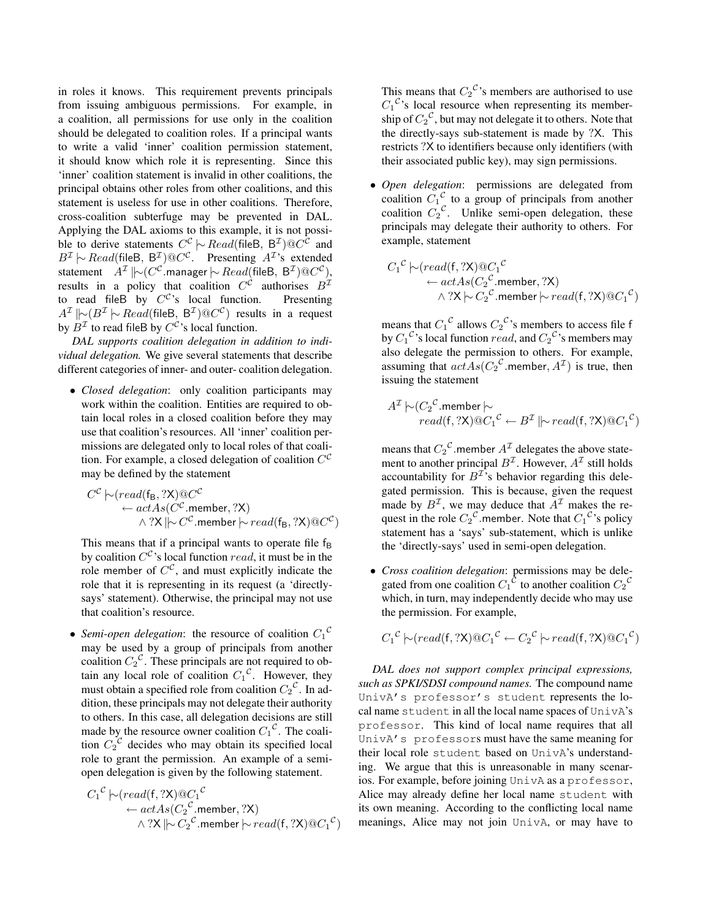in roles it knows. This requirement prevents principals from issuing ambiguous permissions. For example, in a coalition, all permissions for use only in the coalition should be delegated to coalition roles. If a principal wants to write a valid 'inner' coalition permission statement, it should know which role it is representing. Since this 'inner' coalition statement is invalid in other coalitions, the principal obtains other roles from other coalitions, and this statement is useless for use in other coalitions. Therefore, cross-coalition subterfuge may be prevented in DAL. Applying the DAL axioms to this example, it is not possible to derive statements $C^{\mathcal{C}} \mid\!\sim Read(\mathsf{fileB},\ \mathsf{B}^{\mathcal{I}})@C^{\mathcal{C}}$ and $B^{\mathcal{I}} \mid\!\sim Read(\mathsf{fileB},\ \mathsf{B}^{\mathcal{I}})@C^{\mathcal{C}}$. Presenting $A^{\mathcal{I}}$'s extended statement $A^{\mathcal{I}} \,\|\!\!\sim\!(C^{\mathcal{C}}.\mathsf{manager} \mid\!\sim Read(\mathsf{fileB},\ \mathsf{B}^{\mathcal{I}})@C^{\mathcal{C}})$, results in a policy that coalition $C^{\mathcal{C}}$ authorises $B^{\mathcal{I}}$ to read fileB by $C^{\mathcal{C}}$'s local function. Presenting $A^{\mathcal{I}} \,\|\!\!\sim\!(B^{\mathcal{I}} \mid\!\sim Read(\mathsf{fileB},\ \mathsf{B}^{\mathcal{I}})@C^{\mathcal{C}})$ results in a request by $B^{\mathcal{I}}$ to read fileB by $C^{\mathcal{C}}$'s local function.

*DAL supports coalition delegation in addition to individual delegation.* We give several statements that describe different categories of inner- and outer- coalition delegation.

- *Closed delegation*: only coalition participants may work within the coalition. Entities are required to obtain local roles in a closed coalition before they may use that coalition's resources. All 'inner' coalition permissions are delegated only to local roles of that coalition. For example, a closed delegation of coalition $C^{\mathcal{C}}$ may be defined by the statement

$$C^{\mathcal{C}} \mid\!\sim\!(read(\mathsf{f_B}, ?\mathsf{X})@C^{\mathcal{C}} \leftarrow actAs(C^{\mathcal{C}}.\mathsf{member}, ?\mathsf{X}) \wedge ?\mathsf{X} \,\|\!\!\sim C^{\mathcal{C}}.\mathsf{member} \mid\!\sim read(\mathsf{f_B}, ?\mathsf{X})@C^{\mathcal{C}})$$

  This means that if a principal wants to operate file $\mathsf{f_B}$ by coalition $C^{\mathcal{C}}$'s local function $read$, it must be in the role member of $C^{\mathcal{C}}$, and must explicitly indicate the role that it is representing in its request (a 'directly-says' statement). Otherwise, the principal may not use that coalition's resource.

- *Semi-open delegation*: the resource of coalition ${C_1}^{\mathcal{C}}$ may be used by a group of principals from another coalition ${C_2}^{\mathcal{C}}$. These principals are not required to obtain any local role of coalition ${C_1}^{\mathcal{C}}$. However, they must obtain a specified role from coalition ${C_2}^{\mathcal{C}}$. In addition, these principals may not delegate their authority to others. In this case, all delegation decisions are still made by the resource owner coalition ${C_1}^{\mathcal{C}}$. The coalition ${C_2}^{\mathcal{C}}$ decides who may obtain its specified local role to grant the permission. An example of a semi-open delegation is given by the following statement.

$${C_1}^{\mathcal{C}} \mid\!\sim\!(read(\mathsf{f}, ?\mathsf{X})@{C_1}^{\mathcal{C}} \leftarrow actAs({C_2}^{\mathcal{C}}.\mathsf{member}, ?\mathsf{X}) \wedge ?\mathsf{X} \,\|\!\!\sim {C_2}^{\mathcal{C}}.\mathsf{member} \mid\!\sim read(\mathsf{f}, ?\mathsf{X})@{C_1}^{\mathcal{C}})$$

  This means that ${C_2}^{\mathcal{C}}$'s members are authorised to use ${C_1}^{\mathcal{C}}$'s local resource when representing its membership of ${C_2}^{\mathcal{C}}$, but may not delegate it to others. Note that the directly-says sub-statement is made by ?X. This restricts ?X to identifiers because only identifiers (with their associated public key), may sign permissions.

- *Open delegation*: permissions are delegated from coalition ${C_1}^{\mathcal{C}}$ to a group of principals from another coalition ${C_2}^{\mathcal{C}}$. Unlike semi-open delegation, these principals may delegate their authority to others. For example, statement

$${C_1}^{\mathcal{C}} \mid\!\sim\!(read(\mathsf{f}, ?\mathsf{X})@{C_1}^{\mathcal{C}} \leftarrow actAs({C_2}^{\mathcal{C}}.\mathsf{member}, ?\mathsf{X}) \wedge ?\mathsf{X} \mid\!\sim {C_2}^{\mathcal{C}}.\mathsf{member} \mid\!\sim read(\mathsf{f}, ?\mathsf{X})@{C_1}^{\mathcal{C}})$$

  means that ${C_1}^{\mathcal{C}}$ allows ${C_2}^{\mathcal{C}}$'s members to access file f by ${C_1}^{\mathcal{C}}$'s local function $read$, and ${C_2}^{\mathcal{C}}$'s members may also delegate the permission to others. For example, assuming that $actAs({C_2}^{\mathcal{C}}.\mathsf{member}, A^{\mathcal{I}})$ is true, then issuing the statement

$$A^{\mathcal{I}} \mid\!\sim\!({C_2}^{\mathcal{C}}.\mathsf{member} \mid\!\sim read(\mathsf{f}, ?\mathsf{X})@{C_1}^{\mathcal{C}} \leftarrow B^{\mathcal{I}} \,\|\!\!\sim read(\mathsf{f}, ?\mathsf{X})@{C_1}^{\mathcal{C}})$$

  means that ${C_2}^{\mathcal{C}}.\mathsf{member}$ $A^{\mathcal{I}}$ delegates the above statement to another principal $B^{\mathcal{I}}$. However, $A^{\mathcal{I}}$ still holds accountability for $B^{\mathcal{I}}$'s behavior regarding this delegated permission. This is because, given the request made by $B^{\mathcal{I}}$, we may deduce that $A^{\mathcal{I}}$ makes the request in the role ${C_2}^{\mathcal{C}}.\mathsf{member}$. Note that ${C_1}^{\mathcal{C}}$'s policy statement has a 'says' sub-statement, which is unlike the 'directly-says' used in semi-open delegation.

- *Cross coalition delegation*: permissions may be delegated from one coalition ${C_1}^{\mathcal{C}}$ to another coalition ${C_2}^{\mathcal{C}}$ which, in turn, may independently decide who may use the permission. For example,

$${C_1}^{\mathcal{C}} \mid\!\sim\!(read(\mathsf{f}, ?\mathsf{X})@{C_1}^{\mathcal{C}} \leftarrow {C_2}^{\mathcal{C}} \mid\!\sim read(\mathsf{f}, ?\mathsf{X})@{C_1}^{\mathcal{C}})$$

*DAL does not support complex principal expressions, such as SPKI/SDSI compound names.* The compound name `UnivA's professor's student` represents the local name `student` in all the local name spaces of `UnivA`'s `professor`. This kind of local name requires that all `UnivA's professors` must have the same meaning for their local role `student` based on `UnivA`'s understanding. We argue that this is unreasonable in many scenarios. For example, before joining `UnivA` as a `professor`, Alice may already define her local name `student` with its own meaning. According to the conflicting local name meanings, Alice may not join `UnivA`, or may have to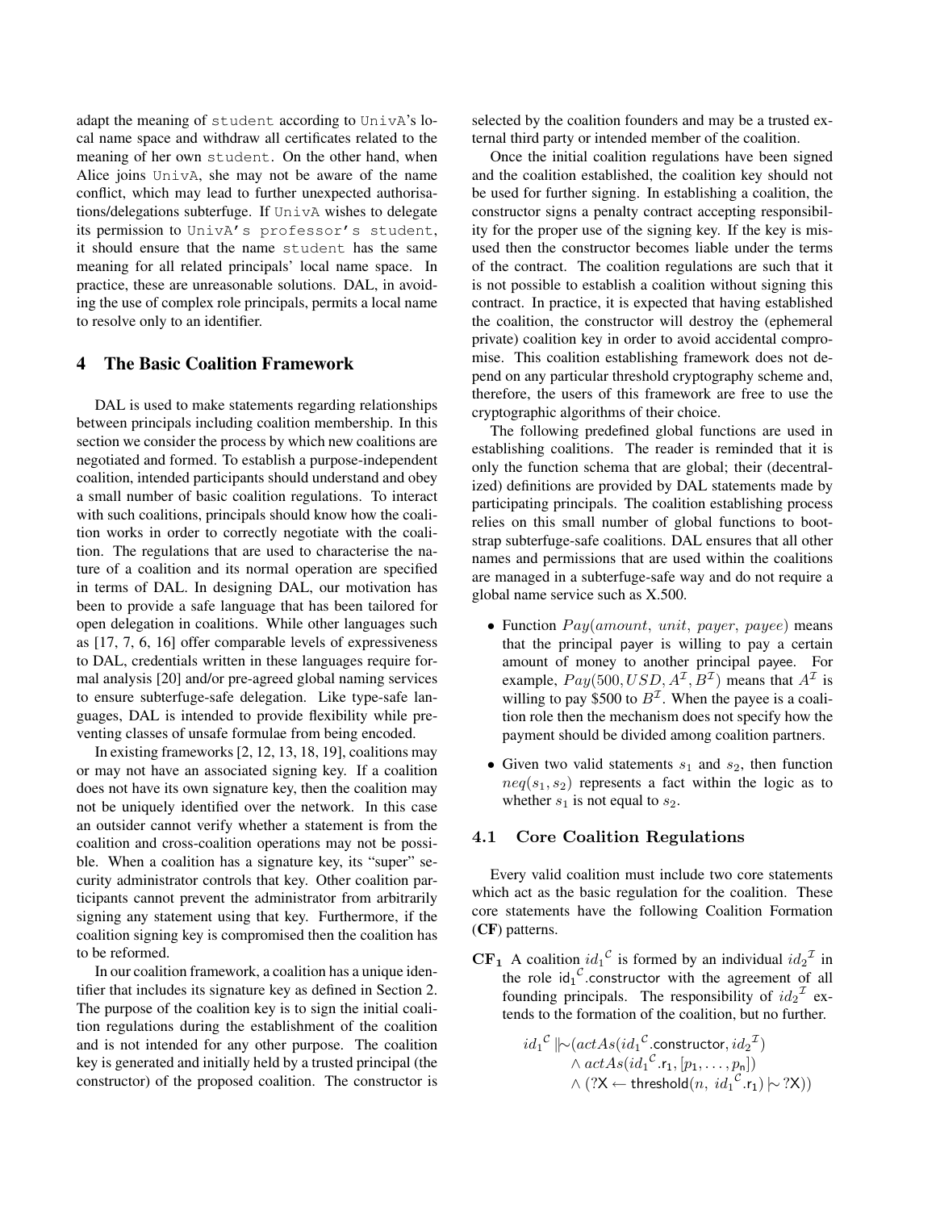adapt the meaning of `student` according to `UnivA`'s local name space and withdraw all certificates related to the meaning of her own `student`. On the other hand, when Alice joins `UnivA`, she may not be aware of the name conflict, which may lead to further unexpected authorisations/delegations subterfuge. If `UnivA` wishes to delegate its permission to `UnivA's professor's student`, it should ensure that the name `student` has the same meaning for all related principals' local name space. In practice, these are unreasonable solutions. DAL, in avoiding the use of complex role principals, permits a local name to resolve only to an identifier.

## 4 The Basic Coalition Framework

DAL is used to make statements regarding relationships between principals including coalition membership. In this section we consider the process by which new coalitions are negotiated and formed. To establish a purpose-independent coalition, intended participants should understand and obey a small number of basic coalition regulations. To interact with such coalitions, principals should know how the coalition works in order to correctly negotiate with the coalition. The regulations that are used to characterise the nature of a coalition and its normal operation are specified in terms of DAL. In designing DAL, our motivation has been to provide a safe language that has been tailored for open delegation in coalitions. While other languages such as [17, 7, 6, 16] offer comparable levels of expressiveness to DAL, credentials written in these languages require formal analysis [20] and/or pre-agreed global naming services to ensure subterfuge-safe delegation. Like type-safe languages, DAL is intended to provide flexibility while preventing classes of unsafe formulae from being encoded.

In existing frameworks [2, 12, 13, 18, 19], coalitions may or may not have an associated signing key. If a coalition does not have its own signature key, then the coalition may not be uniquely identified over the network. In this case an outsider cannot verify whether a statement is from the coalition and cross-coalition operations may not be possible. When a coalition has a signature key, its "super" security administrator controls that key. Other coalition participants cannot prevent the administrator from arbitrarily signing any statement using that key. Furthermore, if the coalition signing key is compromised then the coalition has to be reformed.

In our coalition framework, a coalition has a unique identifier that includes its signature key as defined in Section 2. The purpose of the coalition key is to sign the initial coalition regulations during the establishment of the coalition and is not intended for any other purpose. The coalition key is generated and initially held by a trusted principal (the constructor) of the proposed coalition. The constructor is selected by the coalition founders and may be a trusted external third party or intended member of the coalition.

Once the initial coalition regulations have been signed and the coalition established, the coalition key should not be used for further signing. In establishing a coalition, the constructor signs a penalty contract accepting responsibility for the proper use of the signing key. If the key is misused then the constructor becomes liable under the terms of the contract. The coalition regulations are such that it is not possible to establish a coalition without signing this contract. In practice, it is expected that having established the coalition, the constructor will destroy the (ephemeral private) coalition key in order to avoid accidental compromise. This coalition establishing framework does not depend on any particular threshold cryptography scheme and, therefore, the users of this framework are free to use the cryptographic algorithms of their choice.

The following predefined global functions are used in establishing coalitions. The reader is reminded that it is only the function schema that are global; their (decentralized) definitions are provided by DAL statements made by participating principals. The coalition establishing process relies on this small number of global functions to bootstrap subterfuge-safe coalitions. DAL ensures that all other names and permissions that are used within the coalitions are managed in a subterfuge-safe way and do not require a global name service such as X.500.

- Function $Pay(amount,\ unit,\ payer,\ payee)$ means that the principal payer is willing to pay a certain amount of money to another principal payee. For example, $Pay(500, USD, A^{\mathcal{I}}, B^{\mathcal{I}})$ means that $A^{\mathcal{I}}$ is willing to pay \$500 to $B^{\mathcal{I}}$. When the payee is a coalition role then the mechanism does not specify how the payment should be divided among coalition partners.
- Given two valid statements $s_1$ and $s_2$, then function $neq(s_1, s_2)$ represents a fact within the logic as to whether $s_1$ is not equal to $s_2$.

### 4.1 Core Coalition Regulations

Every valid coalition must include two core statements which act as the basic regulation for the coalition. These core statements have the following Coalition Formation (**CF**) patterns.

**CF$_1$** A coalition ${id_1}^{\mathcal{C}}$ is formed by an individual ${id_2}^{\mathcal{I}}$ in the role ${\mathsf{id}_1}^{\mathcal{C}}.\mathsf{constructor}$ with the agreement of all founding principals. The responsibility of ${id_2}^{\mathcal{I}}$ extends to the formation of the coalition, but no further.

$$
\begin{aligned}
{id_1}^{\mathcal{C}} \Vert\!\sim (&actAs({id_1}^{\mathcal{C}}.\mathsf{constructor}, {id_2}^{\mathcal{I}}) \\
&\wedge actAs({id_1}^{\mathcal{C}}.\mathsf{r_1}, [p_1, \ldots, p_\mathsf{n}]) \\
&\wedge (?\mathsf{X} \leftarrow \mathsf{threshold}(n,\ {id_1}^{\mathcal{C}}.\mathsf{r_1}) \mid\!\sim ?\mathsf{X}))
\end{aligned}
$$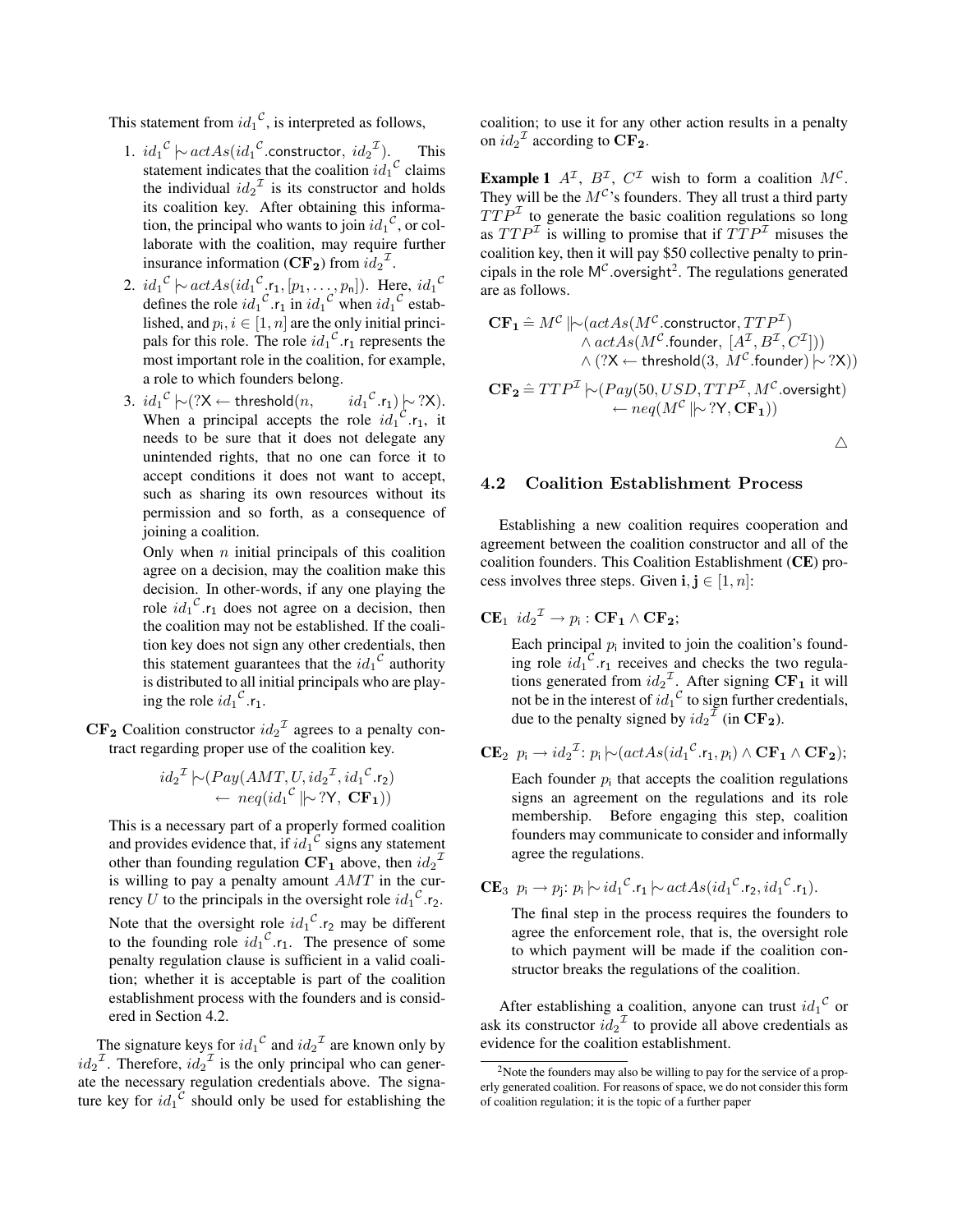This statement from $id_1^{\mathcal{C}}$, is interpreted as follows,

1. $id_1^{\mathcal{C}} \mid\!\sim actAs(id_1^{\mathcal{C}}.\mathsf{constructor},\ id_2^{\mathcal{I}})$. This statement indicates that the coalition $id_1^{\mathcal{C}}$ claims the individual $id_2^{\mathcal{I}}$ is its constructor and holds its coalition key. After obtaining this information, the principal who wants to join $id_1^{\mathcal{C}}$, or collaborate with the coalition, may require further insurance information ($\mathbf{CF_2}$) from $id_2^{\mathcal{I}}$.
2. $id_1^{\mathcal{C}} \mid\!\sim actAs(id_1^{\mathcal{C}}.\mathsf{r_1}, [p_1, \ldots, p_n])$. Here, $id_1^{\mathcal{C}}$ defines the role $id_1^{\mathcal{C}}.\mathsf{r_1}$ in $id_1^{\mathcal{C}}$ when $id_1^{\mathcal{C}}$ established, and $p_i, i \in [1, n]$ are the only initial principals for this role. The role $id_1^{\mathcal{C}}.\mathsf{r_1}$ represents the most important role in the coalition, for example, a role to which founders belong.
3. $id_1^{\mathcal{C}} \mid\!\sim (?\mathsf{X} \leftarrow \mathsf{threshold}(n, \quad id_1^{\mathcal{C}}.\mathsf{r_1}) \mid\!\sim ?\mathsf{X})$. When a principal accepts the role $id_1^{\mathcal{C}}.\mathsf{r_1}$, it needs to be sure that it does not delegate any unintended rights, that no one can force it to accept conditions it does not want to accept, such as sharing its own resources without its permission and so forth, as a consequence of joining a coalition.

   Only when $n$ initial principals of this coalition agree on a decision, may the coalition make this decision. In other-words, if any one playing the role $id_1^{\mathcal{C}}.\mathsf{r_1}$ does not agree on a decision, then the coalition may not be established. If the coalition key does not sign any other credentials, then this statement guarantees that the $id_1^{\mathcal{C}}$ authority is distributed to all initial principals who are playing the role $id_1^{\mathcal{C}}.\mathsf{r_1}$.

$\mathbf{CF_2}$ Coalition constructor $id_2^{\mathcal{I}}$ agrees to a penalty contract regarding proper use of the coalition key.

$$id_2^{\mathcal{I}} \mid\!\sim (Pay(AMT, U, id_2^{\mathcal{I}}, id_1^{\mathcal{C}}.\mathsf{r_2}) \leftarrow\ neq(id_1^{\mathcal{C}} \mid\mid\!\sim ?\mathsf{Y},\ \mathbf{CF_1}))$$

This is a necessary part of a properly formed coalition and provides evidence that, if $id_1^{\mathcal{C}}$ signs any statement other than founding regulation $\mathbf{CF_1}$ above, then $id_2^{\mathcal{I}}$ is willing to pay a penalty amount $AMT$ in the currency $U$ to the principals in the oversight role $id_1^{\mathcal{C}}.\mathsf{r_2}$. Note that the oversight role $id_1^{\mathcal{C}}.\mathsf{r_2}$ may be different to the founding role $id_1^{\mathcal{C}}.\mathsf{r_1}$. The presence of some penalty regulation clause is sufficient in a valid coalition; whether it is acceptable is part of the coalition establishment process with the founders and is considered in Section 4.2.

The signature keys for $id_1^{\mathcal{C}}$ and $id_2^{\mathcal{I}}$ are known only by $id_2^{\mathcal{I}}$. Therefore, $id_2^{\mathcal{I}}$ is the only principal who can generate the necessary regulation credentials above. The signature key for $id_1^{\mathcal{C}}$ should only be used for establishing the coalition; to use it for any other action results in a penalty on $id_2^{\mathcal{I}}$ according to $\mathbf{CF_2}$.

**Example 1** $A^{\mathcal{I}}$, $B^{\mathcal{I}}$, $C^{\mathcal{I}}$ wish to form a coalition $M^{\mathcal{C}}$. They will be the $M^{\mathcal{C}}$'s founders. They all trust a third party $TTP^{\mathcal{I}}$ to generate the basic coalition regulations so long as $TTP^{\mathcal{I}}$ is willing to promise that if $TTP^{\mathcal{I}}$ misuses the coalition key, then it will pay \$50 collective penalty to principals in the role $\mathsf{M}^{\mathcal{C}}.\mathsf{oversight}$[2]. The regulations generated are as follows.

$$\begin{aligned}\mathbf{CF_1} \hat{=} M^{\mathcal{C}} \mid\mid\!\sim (&actAs(M^{\mathcal{C}}.\mathsf{constructor}, TTP^{\mathcal{I}}) \\ &\wedge actAs(M^{\mathcal{C}}.\mathsf{founder},\ [A^{\mathcal{I}}, B^{\mathcal{I}}, C^{\mathcal{I}}]) \\ &\wedge (?\mathsf{X} \leftarrow \mathsf{threshold}(3,\ M^{\mathcal{C}}.\mathsf{founder}) \mid\!\sim ?\mathsf{X}))\end{aligned}$$

$$\begin{aligned}\mathbf{CF_2} \hat{=} TTP^{\mathcal{I}} \mid\!\sim (&Pay(50, USD, TTP^{\mathcal{I}}, M^{\mathcal{C}}.\mathsf{oversight}) \\ &\leftarrow neq(M^{\mathcal{C}} \mid\mid\!\sim ?\mathsf{Y}, \mathbf{CF_1}))\end{aligned}$$

△

### 4.2 Coalition Establishment Process

Establishing a new coalition requires cooperation and agreement between the coalition constructor and all of the coalition founders. This Coalition Establishment (**CE**) process involves three steps. Given $\mathbf{i}, \mathbf{j} \in [1, n]$:

$\mathbf{CE}_1$ $id_2^{\mathcal{I}} \rightarrow p_{\mathsf{i}} : \mathbf{CF_1} \wedge \mathbf{CF_2}$;

Each principal $p_{\mathsf{i}}$ invited to join the coalition's founding role $id_1^{\mathcal{C}}.\mathsf{r_1}$ receives and checks the two regulations generated from $id_2^{\mathcal{I}}$. After signing $\mathbf{CF_1}$ it will not be in the interest of $id_1^{\mathcal{C}}$ to sign further credentials, due to the penalty signed by $id_2^{\mathcal{I}}$ (in $\mathbf{CF_2}$).

$\mathbf{CE}_2$ $p_{\mathsf{i}} \rightarrow id_2^{\mathcal{I}}$: $p_{\mathsf{i}} \mid\!\sim (actAs(id_1^{\mathcal{C}}.\mathsf{r_1}, p_{\mathsf{i}}) \wedge \mathbf{CF_1} \wedge \mathbf{CF_2})$;

Each founder $p_{\mathsf{i}}$ that accepts the coalition regulations signs an agreement on the regulations and its role membership. Before engaging this step, coalition founders may communicate to consider and informally agree the regulations.

$\mathbf{CE}_3$ $p_{\mathsf{i}} \rightarrow p_{\mathsf{j}}$: $p_{\mathsf{i}} \mid\!\sim id_1^{\mathcal{C}}.\mathsf{r_1} \mid\!\sim actAs(id_1^{\mathcal{C}}.\mathsf{r_2}, id_1^{\mathcal{C}}.\mathsf{r_1})$.

The final step in the process requires the founders to agree the enforcement role, that is, the oversight role to which payment will be made if the coalition constructor breaks the regulations of the coalition.

After establishing a coalition, anyone can trust $id_1^{\mathcal{C}}$ or ask its constructor $id_2^{\mathcal{I}}$ to provide all above credentials as evidence for the coalition establishment.

[2] Note the founders may also be willing to pay for the service of a properly generated coalition. For reasons of space, we do not consider this form of coalition regulation; it is the topic of a further paper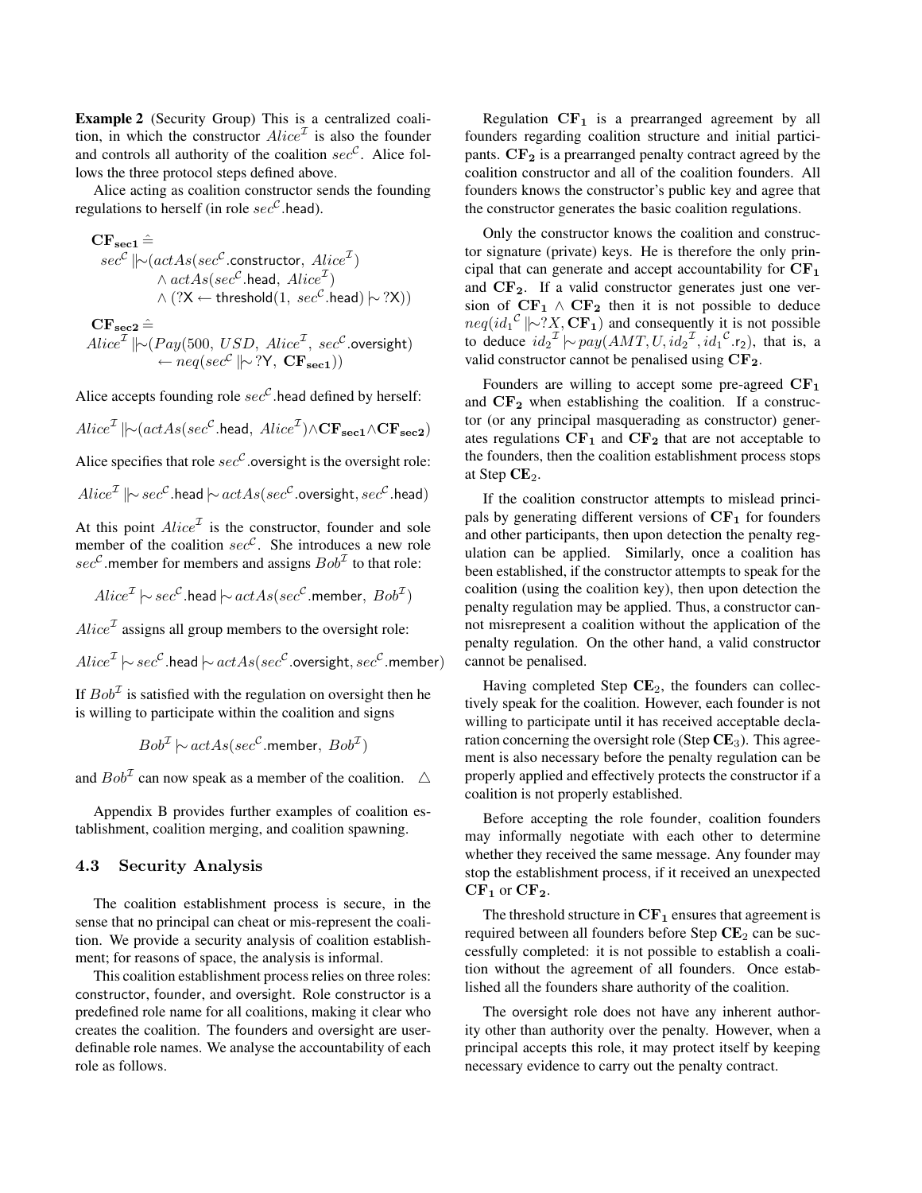**Example 2** (Security Group) This is a centralized coalition, in which the constructor $Alice^{\mathcal{I}}$ is also the founder and controls all authority of the coalition $sec^{\mathcal{C}}$. Alice follows the three protocol steps defined above.

Alice acting as coalition constructor sends the founding regulations to herself (in role $sec^{\mathcal{C}}$.head).

$$\begin{aligned}&\mathbf{CF_{sec1}} \hat{=} \\ &\quad sec^{\mathcal{C}} \mid\!\!\sim (actAs(sec^{\mathcal{C}}.\mathsf{constructor},\ Alice^{\mathcal{I}}) \\ &\qquad \wedge\, actAs(sec^{\mathcal{C}}.\mathsf{head},\ Alice^{\mathcal{I}}) \\ &\qquad \wedge\, (?\mathsf{X} \leftarrow \mathsf{threshold}(1,\ sec^{\mathcal{C}}.\mathsf{head}) \mid\!\sim ?\mathsf{X}))\end{aligned}$$

$$\begin{aligned}&\mathbf{CF_{sec2}} \hat{=} \\ &Alice^{\mathcal{I}} \mid\!\!\sim (Pay(500,\ USD,\ Alice^{\mathcal{I}},\ sec^{\mathcal{C}}.\mathsf{oversight}) \\ &\qquad \leftarrow neq(sec^{\mathcal{C}} \mid\!\!\sim ?\mathsf{Y},\ \mathbf{CF_{sec1}}))\end{aligned}$$

Alice accepts founding role $sec^{\mathcal{C}}$.head defined by herself:

$$Alice^{\mathcal{I}} \mid\!\!\sim (actAs(sec^{\mathcal{C}}.\mathsf{head},\ Alice^{\mathcal{I}}) \wedge \mathbf{CF_{sec1}} \wedge \mathbf{CF_{sec2}})$$

Alice specifies that role $sec^{\mathcal{C}}$.oversight is the oversight role:

$$Alice^{\mathcal{I}} \mid\!\!\sim sec^{\mathcal{C}}.\mathsf{head} \mid\!\sim actAs(sec^{\mathcal{C}}.\mathsf{oversight}, sec^{\mathcal{C}}.\mathsf{head})$$

At this point $Alice^{\mathcal{I}}$ is the constructor, founder and sole member of the coalition $sec^{\mathcal{C}}$. She introduces a new role $sec^{\mathcal{C}}$.member for members and assigns $Bob^{\mathcal{I}}$ to that role:

$$Alice^{\mathcal{I}} \mid\!\sim sec^{\mathcal{C}}.\mathsf{head} \mid\!\sim actAs(sec^{\mathcal{C}}.\mathsf{member},\ Bob^{\mathcal{I}})$$

$Alice^{\mathcal{I}}$ assigns all group members to the oversight role:

$$Alice^{\mathcal{I}} \mid\!\sim sec^{\mathcal{C}}.\mathsf{head} \mid\!\sim actAs(sec^{\mathcal{C}}.\mathsf{oversight}, sec^{\mathcal{C}}.\mathsf{member})$$

If $Bob^{\mathcal{I}}$ is satisfied with the regulation on oversight then he is willing to participate within the coalition and signs

$$Bob^{\mathcal{I}} \mid\!\sim actAs(sec^{\mathcal{C}}.\mathsf{member},\ Bob^{\mathcal{I}})$$

and $Bob^{\mathcal{I}}$ can now speak as a member of the coalition. $\triangle$

Appendix B provides further examples of coalition establishment, coalition merging, and coalition spawning.

### 4.3 Security Analysis

The coalition establishment process is secure, in the sense that no principal can cheat or mis-represent the coalition. We provide a security analysis of coalition establishment; for reasons of space, the analysis is informal.

This coalition establishment process relies on three roles: constructor, founder, and oversight. Role constructor is a predefined role name for all coalitions, making it clear who creates the coalition. The founders and oversight are user-definable role names. We analyse the accountability of each role as follows.

Regulation $\mathbf{CF_1}$ is a prearranged agreement by all founders regarding coalition structure and initial participants. $\mathbf{CF_2}$ is a prearranged penalty contract agreed by the coalition constructor and all of the coalition founders. All founders knows the constructor's public key and agree that the constructor generates the basic coalition regulations.

Only the constructor knows the coalition and constructor signature (private) keys. He is therefore the only principal that can generate and accept accountability for $\mathbf{CF_1}$ and $\mathbf{CF_2}$. If a valid constructor generates just one version of $\mathbf{CF_1} \wedge \mathbf{CF_2}$ then it is not possible to deduce $neq({id_1}^{\mathcal{C}} \mid\!\!\sim ?X, \mathbf{CF_1})$ and consequently it is not possible to deduce ${id_2}^{\mathcal{I}} \mid\!\sim pay(AMT, U, {id_2}^{\mathcal{I}}, {id_1}^{\mathcal{C}}.\mathsf{r}_2)$, that is, a valid constructor cannot be penalised using $\mathbf{CF_2}$.

Founders are willing to accept some pre-agreed $\mathbf{CF_1}$ and $\mathbf{CF_2}$ when establishing the coalition. If a constructor (or any principal masquerading as constructor) generates regulations $\mathbf{CF_1}$ and $\mathbf{CF_2}$ that are not acceptable to the founders, then the coalition establishment process stops at Step $\mathbf{CE}_2$.

If the coalition constructor attempts to mislead principals by generating different versions of $\mathbf{CF_1}$ for founders and other participants, then upon detection the penalty regulation can be applied. Similarly, once a coalition has been established, if the constructor attempts to speak for the coalition (using the coalition key), then upon detection the penalty regulation may be applied. Thus, a constructor cannot misrepresent a coalition without the application of the penalty regulation. On the other hand, a valid constructor cannot be penalised.

Having completed Step $\mathbf{CE}_2$, the founders can collectively speak for the coalition. However, each founder is not willing to participate until it has received acceptable declaration concerning the oversight role (Step $\mathbf{CE}_3$). This agreement is also necessary before the penalty regulation can be properly applied and effectively protects the constructor if a coalition is not properly established.

Before accepting the role founder, coalition founders may informally negotiate with each other to determine whether they received the same message. Any founder may stop the establishment process, if it received an unexpected $\mathbf{CF_1}$ or $\mathbf{CF_2}$.

The threshold structure in $\mathbf{CF_1}$ ensures that agreement is required between all founders before Step $\mathbf{CE}_2$ can be successfully completed: it is not possible to establish a coalition without the agreement of all founders. Once established all the founders share authority of the coalition.

The oversight role does not have any inherent authority other than authority over the penalty. However, when a principal accepts this role, it may protect itself by keeping necessary evidence to carry out the penalty contract.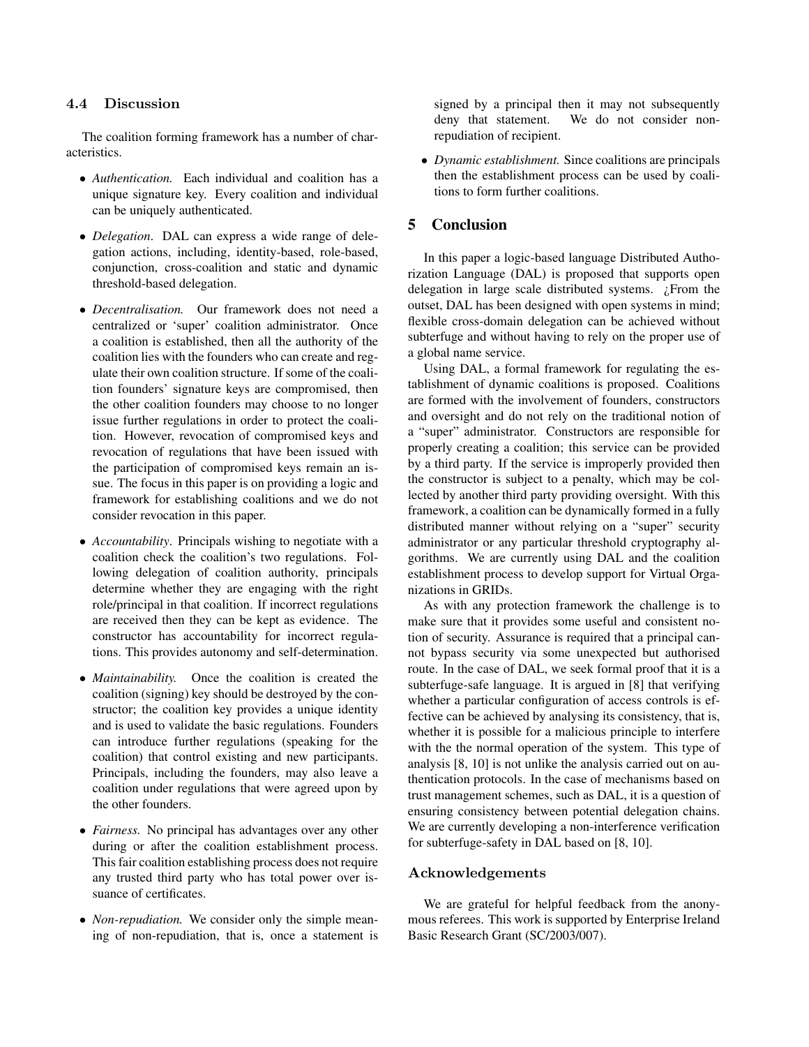### 4.4 Discussion

The coalition forming framework has a number of characteristics.

- *Authentication.* Each individual and coalition has a unique signature key. Every coalition and individual can be uniquely authenticated.
- *Delegation*. DAL can express a wide range of delegation actions, including, identity-based, role-based, conjunction, cross-coalition and static and dynamic threshold-based delegation.
- *Decentralisation.* Our framework does not need a centralized or 'super' coalition administrator. Once a coalition is established, then all the authority of the coalition lies with the founders who can create and regulate their own coalition structure. If some of the coalition founders' signature keys are compromised, then the other coalition founders may choose to no longer issue further regulations in order to protect the coalition. However, revocation of compromised keys and revocation of regulations that have been issued with the participation of compromised keys remain an issue. The focus in this paper is on providing a logic and framework for establishing coalitions and we do not consider revocation in this paper.
- *Accountability*. Principals wishing to negotiate with a coalition check the coalition's two regulations. Following delegation of coalition authority, principals determine whether they are engaging with the right role/principal in that coalition. If incorrect regulations are received then they can be kept as evidence. The constructor has accountability for incorrect regulations. This provides autonomy and self-determination.
- *Maintainability.* Once the coalition is created the coalition (signing) key should be destroyed by the constructor; the coalition key provides a unique identity and is used to validate the basic regulations. Founders can introduce further regulations (speaking for the coalition) that control existing and new participants. Principals, including the founders, may also leave a coalition under regulations that were agreed upon by the other founders.
- *Fairness.* No principal has advantages over any other during or after the coalition establishment process. This fair coalition establishing process does not require any trusted third party who has total power over issuance of certificates.
- *Non-repudiation.* We consider only the simple meaning of non-repudiation, that is, once a statement is signed by a principal then it may not subsequently deny that statement. We do not consider non-repudiation of recipient.
- *Dynamic establishment.* Since coalitions are principals then the establishment process can be used by coalitions to form further coalitions.

## 5 Conclusion

In this paper a logic-based language Distributed Authorization Language (DAL) is proposed that supports open delegation in large scale distributed systems. ¿From the outset, DAL has been designed with open systems in mind; flexible cross-domain delegation can be achieved without subterfuge and without having to rely on the proper use of a global name service.

Using DAL, a formal framework for regulating the establishment of dynamic coalitions is proposed. Coalitions are formed with the involvement of founders, constructors and oversight and do not rely on the traditional notion of a "super" administrator. Constructors are responsible for properly creating a coalition; this service can be provided by a third party. If the service is improperly provided then the constructor is subject to a penalty, which may be collected by another third party providing oversight. With this framework, a coalition can be dynamically formed in a fully distributed manner without relying on a "super" security administrator or any particular threshold cryptography algorithms. We are currently using DAL and the coalition establishment process to develop support for Virtual Organizations in GRIDs.

As with any protection framework the challenge is to make sure that it provides some useful and consistent notion of security. Assurance is required that a principal cannot bypass security via some unexpected but authorised route. In the case of DAL, we seek formal proof that it is a subterfuge-safe language. It is argued in [8] that verifying whether a particular configuration of access controls is effective can be achieved by analysing its consistency, that is, whether it is possible for a malicious principle to interfere with the the normal operation of the system. This type of analysis [8, 10] is not unlike the analysis carried out on authentication protocols. In the case of mechanisms based on trust management schemes, such as DAL, it is a question of ensuring consistency between potential delegation chains. We are currently developing a non-interference verification for subterfuge-safety in DAL based on [8, 10].

### Acknowledgements

We are grateful for helpful feedback from the anonymous referees. This work is supported by Enterprise Ireland Basic Research Grant (SC/2003/007).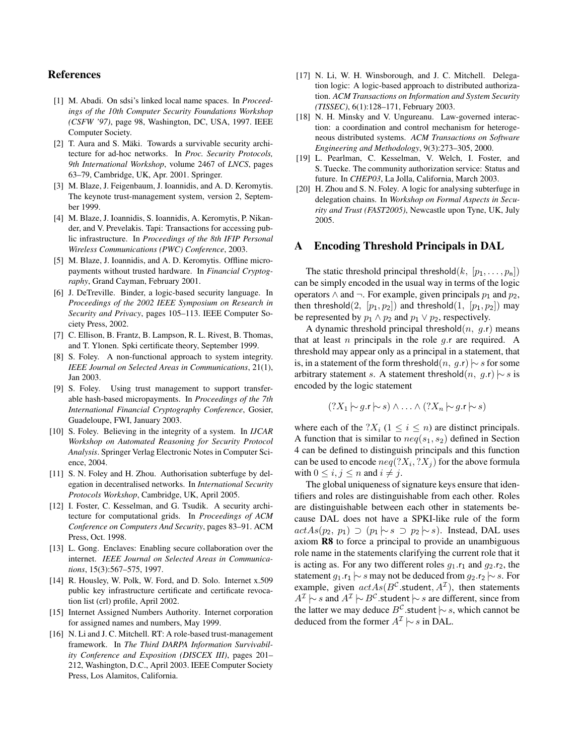## References

[1] M. Abadi. On sdsi's linked local name spaces. In *Proceedings of the 10th Computer Security Foundations Workshop (CSFW '97)*, page 98, Washington, DC, USA, 1997. IEEE Computer Society.

[2] T. Aura and S. Mäki. Towards a survivable security architecture for ad-hoc networks. In *Proc. Security Protocols, 9th International Workshop*, volume 2467 of *LNCS*, pages 63–79, Cambridge, UK, Apr. 2001. Springer.

[3] M. Blaze, J. Feigenbaum, J. Ioannidis, and A. D. Keromytis. The keynote trust-management system, version 2, September 1999.

[4] M. Blaze, J. Ioannidis, S. Ioannidis, A. Keromytis, P. Nikander, and V. Prevelakis. Tapi: Transactions for accessing public infrastructure. In *Proceedings of the 8th IFIP Personal Wireless Communications (PWC) Conference*, 2003.

[5] M. Blaze, J. Ioannidis, and A. D. Keromytis. Offline micropayments without trusted hardware. In *Financial Cryptography*, Grand Cayman, February 2001.

[6] J. DeTreville. Binder, a logic-based security language. In *Proceedings of the 2002 IEEE Symposium on Research in Security and Privacy*, pages 105–113. IEEE Computer Society Press, 2002.

[7] C. Ellison, B. Frantz, B. Lampson, R. L. Rivest, B. Thomas, and T. Ylonen. Spki certificate theory, September 1999.

[8] S. Foley. A non-functional approach to system integrity. *IEEE Journal on Selected Areas in Communications*, 21(1), Jan 2003.

[9] S. Foley. Using trust management to support transferable hash-based micropayments. In *Proceedings of the 7th International Financial Cryptography Conference*, Gosier, Guadeloupe, FWI, January 2003.

[10] S. Foley. Believing in the integrity of a system. In *IJCAR Workshop on Automated Reasoning for Security Protocol Analysis*. Springer Verlag Electronic Notes in Computer Science, 2004.

[11] S. N. Foley and H. Zhou. Authorisation subterfuge by delegation in decentralised networks. In *International Security Protocols Workshop*, Cambridge, UK, April 2005.

[12] I. Foster, C. Kesselman, and G. Tsudik. A security architecture for computational grids. In *Proceedings of ACM Conference on Computers And Security*, pages 83–91. ACM Press, Oct. 1998.

[13] L. Gong. Enclaves: Enabling secure collaboration over the internet. *IEEE Journal on Selected Areas in Communications*, 15(3):567–575, 1997.

[14] R. Housley, W. Polk, W. Ford, and D. Solo. Internet x.509 public key infrastructure certificate and certificate revocation list (crl) profile, April 2002.

[15] Internet Assigned Numbers Authority. Internet corporation for assigned names and numbers, May 1999.

[16] N. Li and J. C. Mitchell. RT: A role-based trust-management framework. In *The Third DARPA Information Survivability Conference and Exposition (DISCEX III)*, pages 201–212, Washington, D.C., April 2003. IEEE Computer Society Press, Los Alamitos, California.

[17] N. Li, W. H. Winsborough, and J. C. Mitchell. Delegation logic: A logic-based approach to distributed authorization. *ACM Transactions on Information and System Security (TISSEC)*, 6(1):128–171, February 2003.

[18] N. H. Minsky and V. Ungureanu. Law-governed interaction: a coordination and control mechanism for heterogeneous distributed systems. *ACM Transactions on Software Engineering and Methodology*, 9(3):273–305, 2000.

[19] L. Pearlman, C. Kesselman, V. Welch, I. Foster, and S. Tuecke. The community authorization service: Status and future. In *CHEP03*, La Jolla, California, March 2003.

[20] H. Zhou and S. N. Foley. A logic for analysing subterfuge in delegation chains. In *Workshop on Formal Aspects in Security and Trust (FAST2005)*, Newcastle upon Tyne, UK, July 2005.

## A Encoding Threshold Principals in DAL

The static threshold principal $\mathsf{threshold}(k,\ [p_1, \ldots, p_\mathsf{n}])$ can be simply encoded in the usual way in terms of the logic operators $\wedge$ and $\neg$. For example, given principals $p_1$ and $p_2$, then $\mathsf{threshold}(2,\ [p_1, p_2])$ and $\mathsf{threshold}(1,\ [p_1, p_2])$ may be represented by $p_1 \wedge p_2$ and $p_1 \vee p_2$, respectively.

A dynamic threshold principal $\mathsf{threshold}(n,\ g.\mathsf{r})$ means that at least $n$ principals in the role $g.\mathsf{r}$ are required. A threshold may appear only as a principal in a statement, that is, in a statement of the form $\mathsf{threshold}(n,\ g.\mathsf{r}) \mid\!\sim s$ for some arbitrary statement $s$. A statement $\mathsf{threshold}(n,\ g.\mathsf{r}) \mid\!\sim s$ is encoded by the logic statement

$$(?X_1 \mid\!\sim g.\mathsf{r} \mid\!\sim s) \wedge \ldots \wedge (?X_n \mid\!\sim g.\mathsf{r} \mid\!\sim s)$$

where each of the $?X_i$ ($1 \leq i \leq n$) are distinct principals. A function that is similar to $neq(s_1, s_2)$ defined in Section 4 can be defined to distinguish principals and this function can be used to encode $neq(?X_i, ?X_j)$ for the above formula with $0 \leq i, j \leq n$ and $i \neq j$.

The global uniqueness of signature keys ensure that identifiers and roles are distinguishable from each other. Roles are distinguishable between each other in statements because DAL does not have a SPKI-like rule of the form $actAs(p_2,\ p_1) \supset (p_1 \mid\!\sim s \supset p_2 \mid\!\sim s)$. Instead, DAL uses axiom **R8** to force a principal to provide an unambiguous role name in the statements clarifying the current role that it is acting as. For any two different roles $g_1.\mathsf{r}_1$ and $g_2.\mathsf{r}_2$, the statement $g_1.\mathsf{r}_1 \mid\!\sim s$ may not be deduced from $g_2.\mathsf{r}_2 \mid\!\sim s$. For example, given $actAs(B^{\mathcal{C}}.\mathsf{student}, A^{\mathcal{I}})$, then statements $A^{\mathcal{I}} \mid\!\sim s$ and $A^{\mathcal{I}} \mid\!\sim B^{\mathcal{C}}.\mathsf{student} \mid\!\sim s$ are different, since from the latter we may deduce $B^{\mathcal{C}}.\mathsf{student} \mid\!\sim s$, which cannot be deduced from the former $A^{\mathcal{I}} \mid\!\sim s$ in DAL.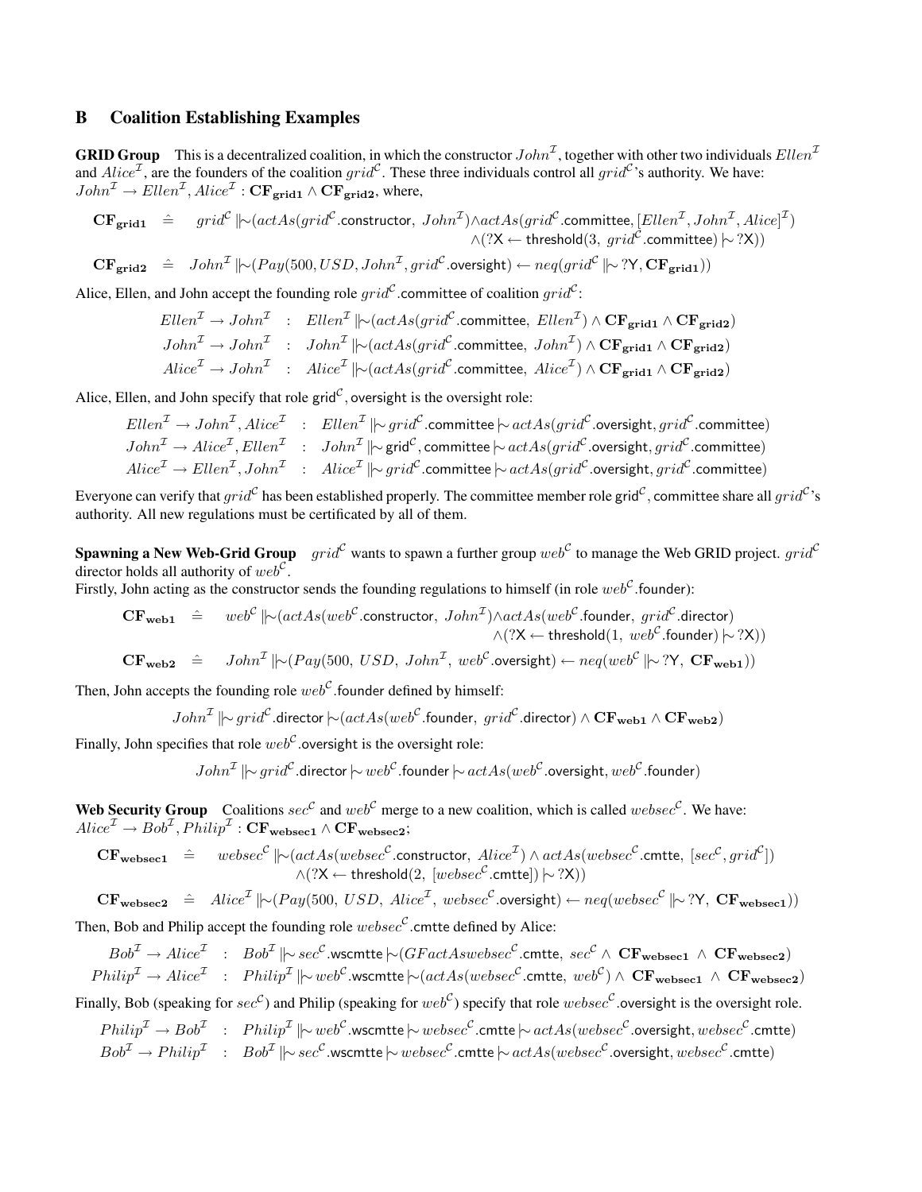## B Coalition Establishing Examples

**GRID Group** This is a decentralized coalition, in which the constructor $John^{\mathcal{I}}$, together with other two individuals $Ellen^{\mathcal{I}}$ and $Alice^{\mathcal{I}}$, are the founders of the coalition $grid^{\mathcal{C}}$. These three individuals control all $grid^{\mathcal{C}}$'s authority. We have: $John^{\mathcal{I}} \rightarrow Ellen^{\mathcal{I}}, Alice^{\mathcal{I}} : \mathbf{CF_{grid1}} \wedge \mathbf{CF_{grid2}}$, where,

$$\mathbf{CF_{grid1}} \;\hat{=}\; grid^{\mathcal{C}} \Vdash\!\sim (actAs(grid^{\mathcal{C}}.\mathsf{constructor},\ John^{\mathcal{I}}) \wedge actAs(grid^{\mathcal{C}}.\mathsf{committee}, [Ellen^{\mathcal{I}}, John^{\mathcal{I}}, Alice]^{\mathcal{I}}) \wedge (?\mathsf{X} \leftarrow \mathsf{threshold}(3,\ grid^{\mathcal{C}}.\mathsf{committee}) \mid\!\sim ?\mathsf{X}))$$

$$\mathbf{CF_{grid2}} \;\hat{=}\; John^{\mathcal{I}} \Vdash\!\sim (Pay(500, USD, John^{\mathcal{I}}, grid^{\mathcal{C}}.\mathsf{oversight}) \leftarrow neq(grid^{\mathcal{C}} \Vdash\!\sim ?\mathsf{Y}, \mathbf{CF_{grid1}}))$$

Alice, Ellen, and John accept the founding role $grid^{\mathcal{C}}$.committee of coalition $grid^{\mathcal{C}}$:

$$Ellen^{\mathcal{I}} \rightarrow John^{\mathcal{I}} \;:\; Ellen^{\mathcal{I}} \Vdash\!\sim (actAs(grid^{\mathcal{C}}.\mathsf{committee},\ Ellen^{\mathcal{I}}) \wedge \mathbf{CF_{grid1}} \wedge \mathbf{CF_{grid2}})$$

$$John^{\mathcal{I}} \rightarrow John^{\mathcal{I}} \;:\; John^{\mathcal{I}} \Vdash\!\sim (actAs(grid^{\mathcal{C}}.\mathsf{committee},\ John^{\mathcal{I}}) \wedge \mathbf{CF_{grid1}} \wedge \mathbf{CF_{grid2}})$$

$$Alice^{\mathcal{I}} \rightarrow John^{\mathcal{I}} \;:\; Alice^{\mathcal{I}} \Vdash\!\sim (actAs(grid^{\mathcal{C}}.\mathsf{committee},\ Alice^{\mathcal{I}}) \wedge \mathbf{CF_{grid1}} \wedge \mathbf{CF_{grid2}})$$

Alice, Ellen, and John specify that role $\mathsf{grid}^{\mathcal{C}}$, oversight is the oversight role:

$$Ellen^{\mathcal{I}} \rightarrow John^{\mathcal{I}}, Alice^{\mathcal{I}} \;:\; Ellen^{\mathcal{I}} \Vdash\!\sim grid^{\mathcal{C}}.\mathsf{committee} \mid\!\sim actAs(grid^{\mathcal{C}}.\mathsf{oversight}, grid^{\mathcal{C}}.\mathsf{committee})$$

$$John^{\mathcal{I}} \rightarrow Alice^{\mathcal{I}}, Ellen^{\mathcal{I}} \;:\; John^{\mathcal{I}} \Vdash\!\sim \mathsf{grid}^{\mathcal{C}}, \mathsf{committee} \mid\!\sim actAs(grid^{\mathcal{C}}.\mathsf{oversight}, grid^{\mathcal{C}}.\mathsf{committee})$$

$$Alice^{\mathcal{I}} \rightarrow Ellen^{\mathcal{I}}, John^{\mathcal{I}} \;:\; Alice^{\mathcal{I}} \Vdash\!\sim grid^{\mathcal{C}}.\mathsf{committee} \mid\!\sim actAs(grid^{\mathcal{C}}.\mathsf{oversight}, grid^{\mathcal{C}}.\mathsf{committee})$$

Everyone can verify that $grid^{\mathcal{C}}$ has been established properly. The committee member role $\mathsf{grid}^{\mathcal{C}}$, committee share all $grid^{\mathcal{C}}$'s authority. All new regulations must be certificated by all of them.

**Spawning a New Web-Grid Group** $grid^{\mathcal{C}}$ wants to spawn a further group $web^{\mathcal{C}}$ to manage the Web GRID project. $grid^{\mathcal{C}}$ director holds all authority of $web^{\mathcal{C}}$.
Firstly, John acting as the constructor sends the founding regulations to himself (in role $web^{\mathcal{C}}$.founder):

$$\mathbf{CF_{web1}} \;\hat{=}\; web^{\mathcal{C}} \Vdash\!\sim (actAs(web^{\mathcal{C}}.\mathsf{constructor},\ John^{\mathcal{I}}) \wedge actAs(web^{\mathcal{C}}.\mathsf{founder},\ grid^{\mathcal{C}}.\mathsf{director}) \wedge (?\mathsf{X} \leftarrow \mathsf{threshold}(1,\ web^{\mathcal{C}}.\mathsf{founder}) \mid\!\sim ?\mathsf{X}))$$

$$\mathbf{CF_{web2}} \;\hat{=}\; John^{\mathcal{I}} \Vdash\!\sim (Pay(500,\ USD,\ John^{\mathcal{I}},\ web^{\mathcal{C}}.\mathsf{oversight}) \leftarrow neq(web^{\mathcal{C}} \Vdash\!\sim ?\mathsf{Y},\ \mathbf{CF_{web1}}))$$

Then, John accepts the founding role $web^{\mathcal{C}}$.founder defined by himself:

$$John^{\mathcal{I}} \Vdash\!\sim grid^{\mathcal{C}}.\mathsf{director} \mid\!\sim (actAs(web^{\mathcal{C}}.\mathsf{founder},\ grid^{\mathcal{C}}.\mathsf{director}) \wedge \mathbf{CF_{web1}} \wedge \mathbf{CF_{web2}})$$

Finally, John specifies that role $web^{\mathcal{C}}$.oversight is the oversight role:

$$John^{\mathcal{I}} \Vdash\!\sim grid^{\mathcal{C}}.\mathsf{director} \mid\!\sim web^{\mathcal{C}}.\mathsf{founder} \mid\!\sim actAs(web^{\mathcal{C}}.\mathsf{oversight}, web^{\mathcal{C}}.\mathsf{founder})$$

**Web Security Group** Coalitions $sec^{\mathcal{C}}$ and $web^{\mathcal{C}}$ merge to a new coalition, which is called $websec^{\mathcal{C}}$. We have: $Alice^{\mathcal{I}} \rightarrow Bob^{\mathcal{I}}, Philip^{\mathcal{I}} : \mathbf{CF_{websec1}} \wedge \mathbf{CF_{websec2}}$;

$$\mathbf{CF_{websec1}} \;\hat{=}\; websec^{\mathcal{C}} \Vdash\!\sim (actAs(websec^{\mathcal{C}}.\mathsf{constructor},\ Alice^{\mathcal{I}}) \wedge actAs(websec^{\mathcal{C}}.\mathsf{cmtte},\ [sec^{\mathcal{C}}, grid^{\mathcal{C}}]) \wedge (?\mathsf{X} \leftarrow \mathsf{threshold}(2,\ [websec^{\mathcal{C}}.\mathsf{cmtte}]) \mid\!\sim ?\mathsf{X}))$$

$$\mathbf{CF_{websec2}} \;\hat{=}\; Alice^{\mathcal{I}} \Vdash\!\sim (Pay(500,\ USD,\ Alice^{\mathcal{I}},\ websec^{\mathcal{C}}.\mathsf{oversight}) \leftarrow neq(websec^{\mathcal{C}} \Vdash\!\sim ?\mathsf{Y},\ \mathbf{CF_{websec1}}))$$

Then, Bob and Philip accept the founding role $websec^{\mathcal{C}}$.cmtte defined by Alice:

$$Bob^{\mathcal{I}} \rightarrow Alice^{\mathcal{I}} \;:\; Bob^{\mathcal{I}} \Vdash\!\sim sec^{\mathcal{C}}.\mathsf{wscmtte} \mid\!\sim (GFactAswebsec^{\mathcal{C}}.\mathsf{cmtte},\ sec^{\mathcal{C}} \wedge\ \mathbf{CF_{websec1}}\ \wedge\ \mathbf{CF_{websec2}})$$

$$Philip^{\mathcal{I}} \rightarrow Alice^{\mathcal{I}} \;:\; Philip^{\mathcal{I}} \Vdash\!\sim web^{\mathcal{C}}.\mathsf{wscmtte} \mid\!\sim (actAs(websec^{\mathcal{C}}.\mathsf{cmtte},\ web^{\mathcal{C}}) \wedge\ \mathbf{CF_{websec1}}\ \wedge\ \mathbf{CF_{websec2}})$$

Finally, Bob (speaking for $sec^{\mathcal{C}}$) and Philip (speaking for $web^{\mathcal{C}}$) specify that role $websec^{\mathcal{C}}$.oversight is the oversight role.

$$Philip^{\mathcal{I}} \rightarrow Bob^{\mathcal{I}} \;:\; Philip^{\mathcal{I}} \Vdash\!\sim web^{\mathcal{C}}.\mathsf{wscmtte} \mid\!\sim websec^{\mathcal{C}}.\mathsf{cmtte} \mid\!\sim actAs(websec^{\mathcal{C}}.\mathsf{oversight}, websec^{\mathcal{C}}.\mathsf{cmtte})$$

$$Bob^{\mathcal{I}} \rightarrow Philip^{\mathcal{I}} \;:\; Bob^{\mathcal{I}} \Vdash\!\sim sec^{\mathcal{C}}.\mathsf{wscmtte} \mid\!\sim websec^{\mathcal{C}}.\mathsf{cmtte} \mid\!\sim actAs(websec^{\mathcal{C}}.\mathsf{oversight}, websec^{\mathcal{C}}.\mathsf{cmtte})$$